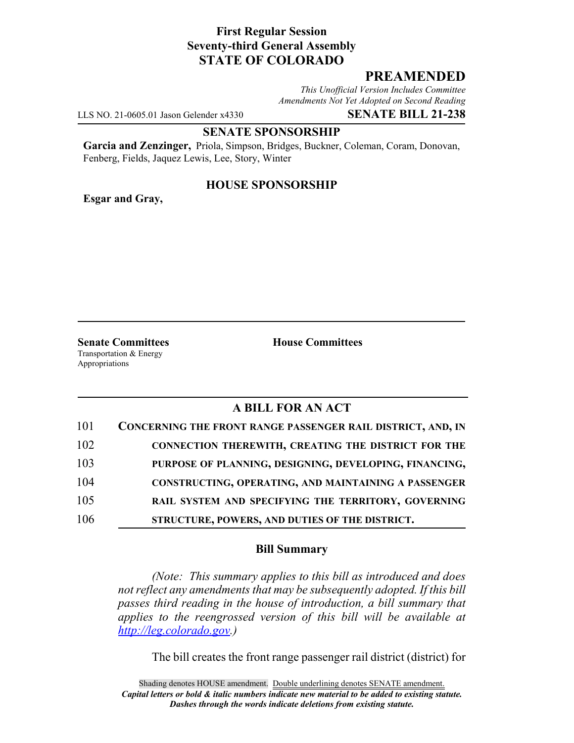**First Regular Session**
**Seventy-third General Assembly**
**STATE OF COLORADO**

# PREAMENDED

*This Unofficial Version Includes Committee Amendments Not Yet Adopted on Second Reading*

LLS NO. 21-0605.01 Jason Gelender x4330 **SENATE BILL 21-238**

**SENATE SPONSORSHIP**

**Garcia and Zenzinger,** Priola, Simpson, Bridges, Buckner, Coleman, Coram, Donovan, Fenberg, Fields, Jaquez Lewis, Lee, Story, Winter

**HOUSE SPONSORSHIP**

**Esgar and Gray,**

**Senate Committees**
Transportation & Energy
Appropriations

**House Committees**

## A BILL FOR AN ACT

101 **CONCERNING THE FRONT RANGE PASSENGER RAIL DISTRICT, AND, IN**
102 **CONNECTION THEREWITH, CREATING THE DISTRICT FOR THE**
103 **PURPOSE OF PLANNING, DESIGNING, DEVELOPING, FINANCING,**
104 **CONSTRUCTING, OPERATING, AND MAINTAINING A PASSENGER**
105 **RAIL SYSTEM AND SPECIFYING THE TERRITORY, GOVERNING**
106 **STRUCTURE, POWERS, AND DUTIES OF THE DISTRICT.**

### Bill Summary

*(Note: This summary applies to this bill as introduced and does not reflect any amendments that may be subsequently adopted. If this bill passes third reading in the house of introduction, a bill summary that applies to the reengrossed version of this bill will be available at http://leg.colorado.gov.)*

The bill creates the front range passenger rail district (district) for

Shading denotes HOUSE amendment. Double underlining denotes SENATE amendment.
*Capital letters or bold & italic numbers indicate new material to be added to existing statute.*
*Dashes through the words indicate deletions from existing statute.*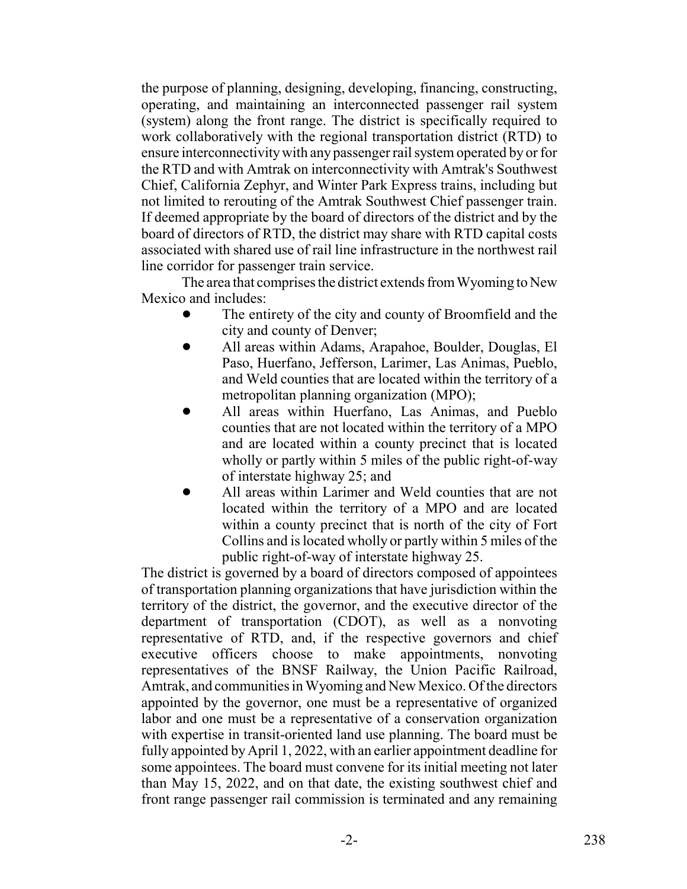the purpose of planning, designing, developing, financing, constructing, operating, and maintaining an interconnected passenger rail system (system) along the front range. The district is specifically required to work collaboratively with the regional transportation district (RTD) to ensure interconnectivity with any passenger rail system operated by or for the RTD and with Amtrak on interconnectivity with Amtrak's Southwest Chief, California Zephyr, and Winter Park Express trains, including but not limited to rerouting of the Amtrak Southwest Chief passenger train. If deemed appropriate by the board of directors of the district and by the board of directors of RTD, the district may share with RTD capital costs associated with shared use of rail line infrastructure in the northwest rail line corridor for passenger train service.

The area that comprises the district extends from Wyoming to New Mexico and includes:

- The entirety of the city and county of Broomfield and the city and county of Denver;
- All areas within Adams, Arapahoe, Boulder, Douglas, El Paso, Huerfano, Jefferson, Larimer, Las Animas, Pueblo, and Weld counties that are located within the territory of a metropolitan planning organization (MPO);
- All areas within Huerfano, Las Animas, and Pueblo counties that are not located within the territory of a MPO and are located within a county precinct that is located wholly or partly within 5 miles of the public right-of-way of interstate highway 25; and
- All areas within Larimer and Weld counties that are not located within the territory of a MPO and are located within a county precinct that is north of the city of Fort Collins and is located wholly or partly within 5 miles of the public right-of-way of interstate highway 25.

The district is governed by a board of directors composed of appointees of transportation planning organizations that have jurisdiction within the territory of the district, the governor, and the executive director of the department of transportation (CDOT), as well as a nonvoting representative of RTD, and, if the respective governors and chief executive officers choose to make appointments, nonvoting representatives of the BNSF Railway, the Union Pacific Railroad, Amtrak, and communities in Wyoming and New Mexico. Of the directors appointed by the governor, one must be a representative of organized labor and one must be a representative of a conservation organization with expertise in transit-oriented land use planning. The board must be fully appointed by April 1, 2022, with an earlier appointment deadline for some appointees. The board must convene for its initial meeting not later than May 15, 2022, and on that date, the existing southwest chief and front range passenger rail commission is terminated and any remaining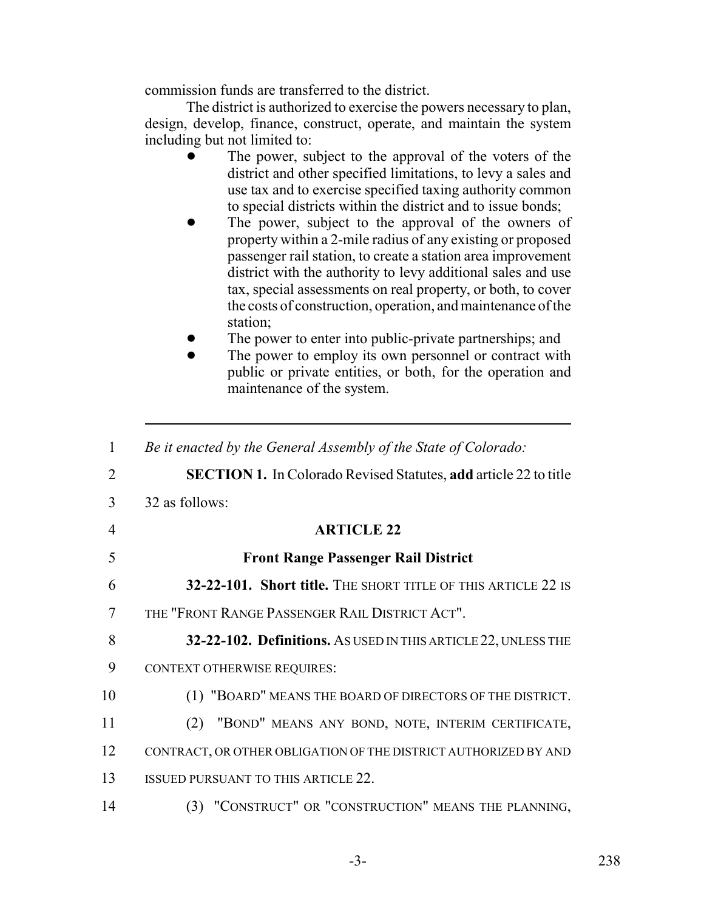commission funds are transferred to the district.

The district is authorized to exercise the powers necessary to plan, design, develop, finance, construct, operate, and maintain the system including but not limited to:

- The power, subject to the approval of the voters of the district and other specified limitations, to levy a sales and use tax and to exercise specified taxing authority common to special districts within the district and to issue bonds;
- The power, subject to the approval of the owners of property within a 2-mile radius of any existing or proposed passenger rail station, to create a station area improvement district with the authority to levy additional sales and use tax, special assessments on real property, or both, to cover the costs of construction, operation, and maintenance of the station;
- The power to enter into public-private partnerships; and
- The power to employ its own personnel or contract with public or private entities, or both, for the operation and maintenance of the system.

---

1 *Be it enacted by the General Assembly of the State of Colorado:*

2 **SECTION 1.** In Colorado Revised Statutes, **add** article 22 to title

3 32 as follows:

4 **ARTICLE 22**

5 **Front Range Passenger Rail District**

6 **32-22-101. Short title.** THE SHORT TITLE OF THIS ARTICLE 22 IS

7 THE "FRONT RANGE PASSENGER RAIL DISTRICT ACT".

8 **32-22-102. Definitions.** AS USED IN THIS ARTICLE 22, UNLESS THE

9 CONTEXT OTHERWISE REQUIRES:

10 (1) "BOARD" MEANS THE BOARD OF DIRECTORS OF THE DISTRICT.

11 (2) "BOND" MEANS ANY BOND, NOTE, INTERIM CERTIFICATE,

12 CONTRACT, OR OTHER OBLIGATION OF THE DISTRICT AUTHORIZED BY AND

13 ISSUED PURSUANT TO THIS ARTICLE 22.

14 (3) "CONSTRUCT" OR "CONSTRUCTION" MEANS THE PLANNING,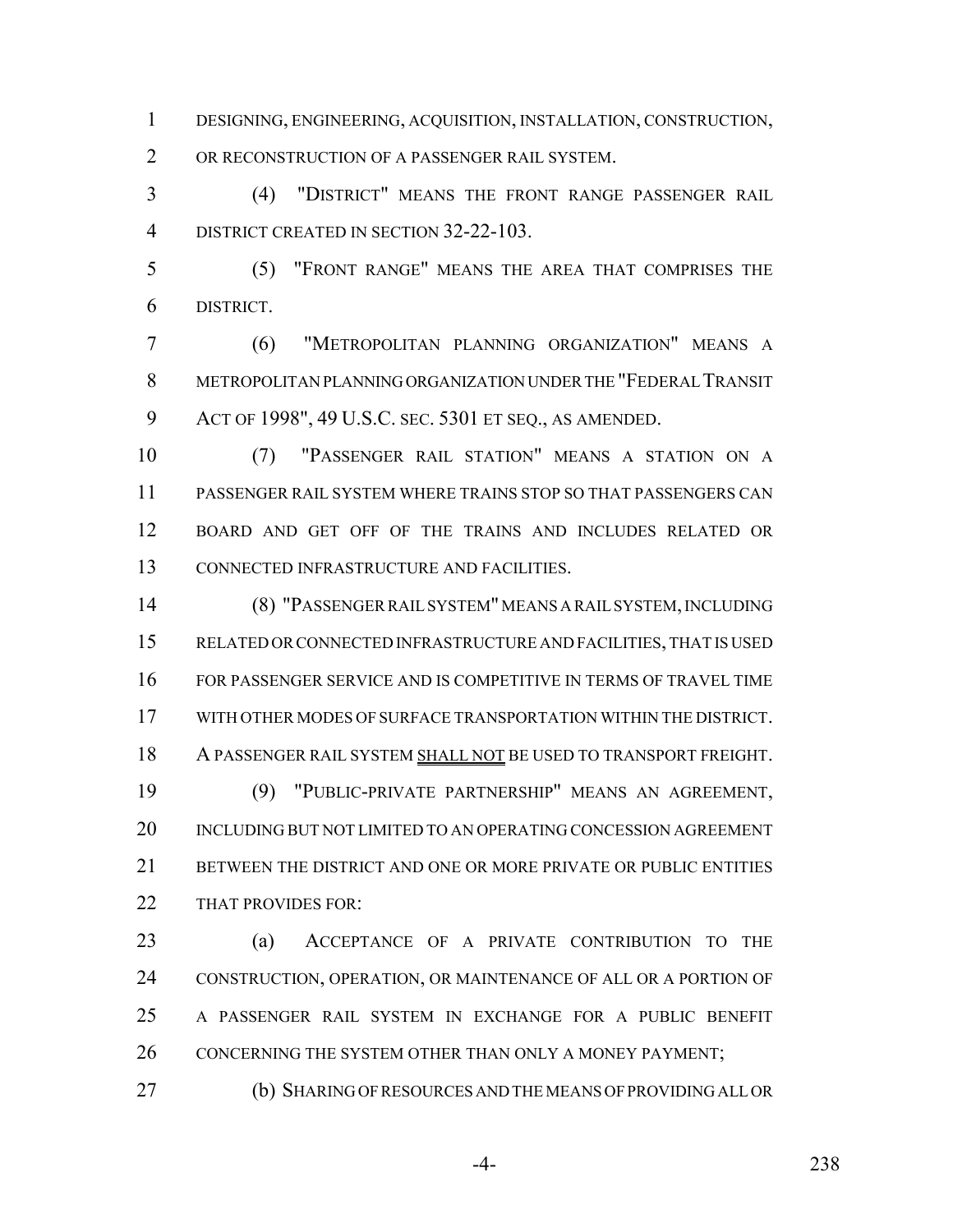DESIGNING, ENGINEERING, ACQUISITION, INSTALLATION, CONSTRUCTION, OR RECONSTRUCTION OF A PASSENGER RAIL SYSTEM.

(4) "DISTRICT" MEANS THE FRONT RANGE PASSENGER RAIL DISTRICT CREATED IN SECTION 32-22-103.

(5) "FRONT RANGE" MEANS THE AREA THAT COMPRISES THE DISTRICT.

(6) "METROPOLITAN PLANNING ORGANIZATION" MEANS A METROPOLITAN PLANNING ORGANIZATION UNDER THE "FEDERAL TRANSIT ACT OF 1998", 49 U.S.C. SEC. 5301 ET SEQ., AS AMENDED.

(7) "PASSENGER RAIL STATION" MEANS A STATION ON A PASSENGER RAIL SYSTEM WHERE TRAINS STOP SO THAT PASSENGERS CAN BOARD AND GET OFF OF THE TRAINS AND INCLUDES RELATED OR CONNECTED INFRASTRUCTURE AND FACILITIES.

(8) "PASSENGER RAIL SYSTEM" MEANS A RAIL SYSTEM, INCLUDING RELATED OR CONNECTED INFRASTRUCTURE AND FACILITIES, THAT IS USED FOR PASSENGER SERVICE AND IS COMPETITIVE IN TERMS OF TRAVEL TIME WITH OTHER MODES OF SURFACE TRANSPORTATION WITHIN THE DISTRICT. A PASSENGER RAIL SYSTEM SHALL NOT BE USED TO TRANSPORT FREIGHT.

(9) "PUBLIC-PRIVATE PARTNERSHIP" MEANS AN AGREEMENT, INCLUDING BUT NOT LIMITED TO AN OPERATING CONCESSION AGREEMENT BETWEEN THE DISTRICT AND ONE OR MORE PRIVATE OR PUBLIC ENTITIES THAT PROVIDES FOR:

(a) ACCEPTANCE OF A PRIVATE CONTRIBUTION TO THE CONSTRUCTION, OPERATION, OR MAINTENANCE OF ALL OR A PORTION OF A PASSENGER RAIL SYSTEM IN EXCHANGE FOR A PUBLIC BENEFIT CONCERNING THE SYSTEM OTHER THAN ONLY A MONEY PAYMENT;

(b) SHARING OF RESOURCES AND THE MEANS OF PROVIDING ALL OR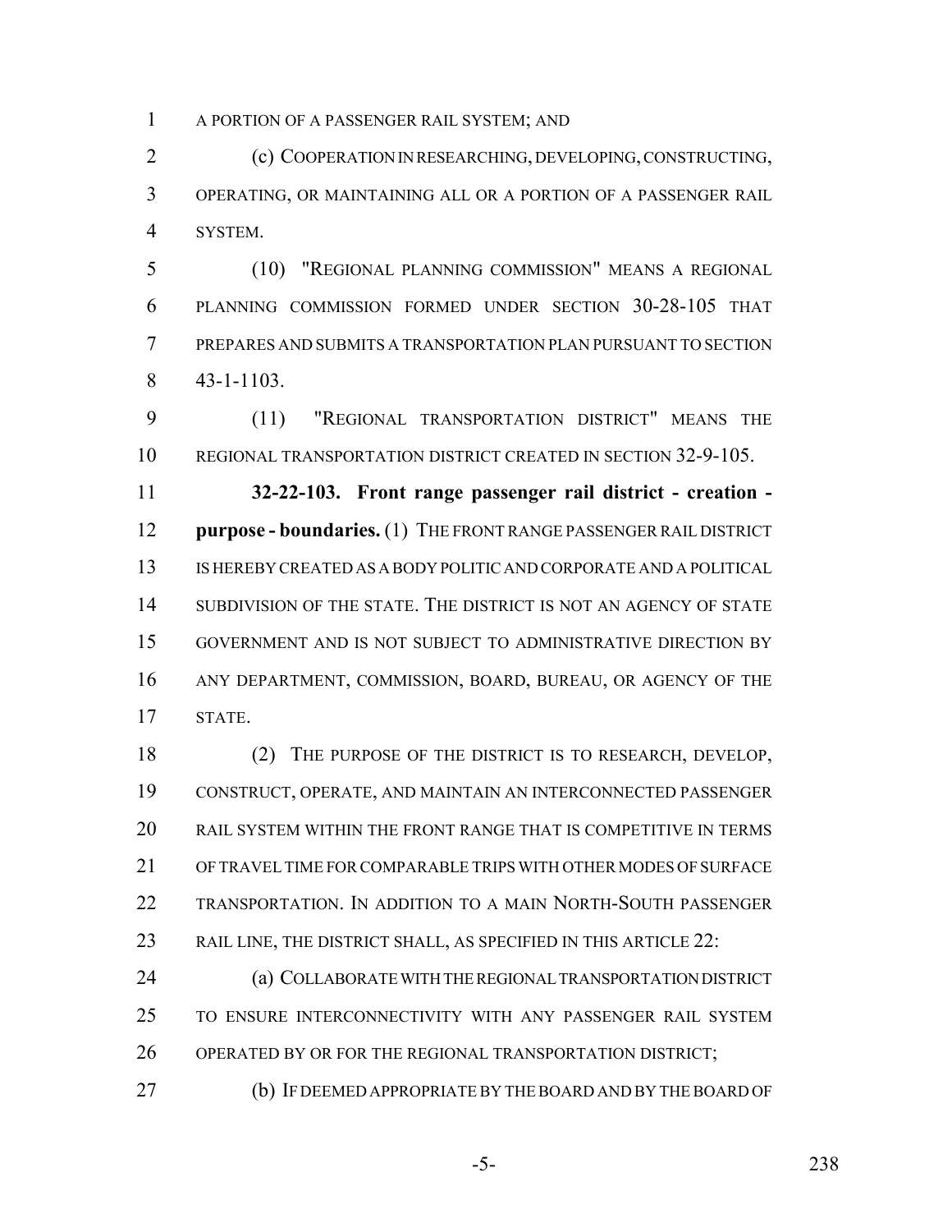A PORTION OF A PASSENGER RAIL SYSTEM; AND

(c) COOPERATION IN RESEARCHING, DEVELOPING, CONSTRUCTING, OPERATING, OR MAINTAINING ALL OR A PORTION OF A PASSENGER RAIL SYSTEM.

(10) "REGIONAL PLANNING COMMISSION" MEANS A REGIONAL PLANNING COMMISSION FORMED UNDER SECTION 30-28-105 THAT PREPARES AND SUBMITS A TRANSPORTATION PLAN PURSUANT TO SECTION 43-1-1103.

(11) "REGIONAL TRANSPORTATION DISTRICT" MEANS THE REGIONAL TRANSPORTATION DISTRICT CREATED IN SECTION 32-9-105.

**32-22-103. Front range passenger rail district - creation - purpose - boundaries.** (1) THE FRONT RANGE PASSENGER RAIL DISTRICT IS HEREBY CREATED AS A BODY POLITIC AND CORPORATE AND A POLITICAL SUBDIVISION OF THE STATE. THE DISTRICT IS NOT AN AGENCY OF STATE GOVERNMENT AND IS NOT SUBJECT TO ADMINISTRATIVE DIRECTION BY ANY DEPARTMENT, COMMISSION, BOARD, BUREAU, OR AGENCY OF THE STATE.

(2) THE PURPOSE OF THE DISTRICT IS TO RESEARCH, DEVELOP, CONSTRUCT, OPERATE, AND MAINTAIN AN INTERCONNECTED PASSENGER RAIL SYSTEM WITHIN THE FRONT RANGE THAT IS COMPETITIVE IN TERMS OF TRAVEL TIME FOR COMPARABLE TRIPS WITH OTHER MODES OF SURFACE TRANSPORTATION. IN ADDITION TO A MAIN NORTH-SOUTH PASSENGER RAIL LINE, THE DISTRICT SHALL, AS SPECIFIED IN THIS ARTICLE 22:

(a) COLLABORATE WITH THE REGIONAL TRANSPORTATION DISTRICT TO ENSURE INTERCONNECTIVITY WITH ANY PASSENGER RAIL SYSTEM OPERATED BY OR FOR THE REGIONAL TRANSPORTATION DISTRICT;

(b) IF DEEMED APPROPRIATE BY THE BOARD AND BY THE BOARD OF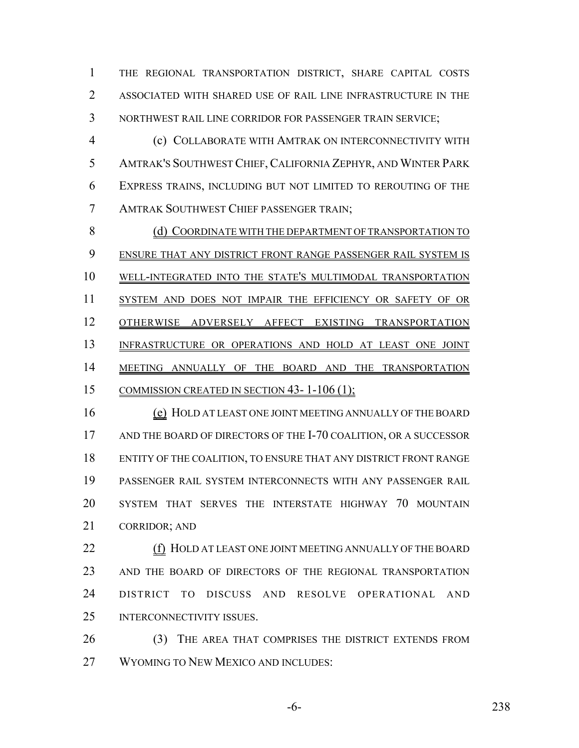THE REGIONAL TRANSPORTATION DISTRICT, SHARE CAPITAL COSTS ASSOCIATED WITH SHARED USE OF RAIL LINE INFRASTRUCTURE IN THE NORTHWEST RAIL LINE CORRIDOR FOR PASSENGER TRAIN SERVICE;

(c) COLLABORATE WITH AMTRAK ON INTERCONNECTIVITY WITH AMTRAK'S SOUTHWEST CHIEF, CALIFORNIA ZEPHYR, AND WINTER PARK EXPRESS TRAINS, INCLUDING BUT NOT LIMITED TO REROUTING OF THE AMTRAK SOUTHWEST CHIEF PASSENGER TRAIN;

(d) COORDINATE WITH THE DEPARTMENT OF TRANSPORTATION TO ENSURE THAT ANY DISTRICT FRONT RANGE PASSENGER RAIL SYSTEM IS WELL-INTEGRATED INTO THE STATE'S MULTIMODAL TRANSPORTATION SYSTEM AND DOES NOT IMPAIR THE EFFICIENCY OR SAFETY OF OR OTHERWISE ADVERSELY AFFECT EXISTING TRANSPORTATION INFRASTRUCTURE OR OPERATIONS AND HOLD AT LEAST ONE JOINT MEETING ANNUALLY OF THE BOARD AND THE TRANSPORTATION COMMISSION CREATED IN SECTION 43-1-106 (1);

(e) HOLD AT LEAST ONE JOINT MEETING ANNUALLY OF THE BOARD AND THE BOARD OF DIRECTORS OF THE I-70 COALITION, OR A SUCCESSOR ENTITY OF THE COALITION, TO ENSURE THAT ANY DISTRICT FRONT RANGE PASSENGER RAIL SYSTEM INTERCONNECTS WITH ANY PASSENGER RAIL SYSTEM THAT SERVES THE INTERSTATE HIGHWAY 70 MOUNTAIN CORRIDOR; AND

(f) HOLD AT LEAST ONE JOINT MEETING ANNUALLY OF THE BOARD AND THE BOARD OF DIRECTORS OF THE REGIONAL TRANSPORTATION DISTRICT TO DISCUSS AND RESOLVE OPERATIONAL AND INTERCONNECTIVITY ISSUES.

(3) THE AREA THAT COMPRISES THE DISTRICT EXTENDS FROM WYOMING TO NEW MEXICO AND INCLUDES: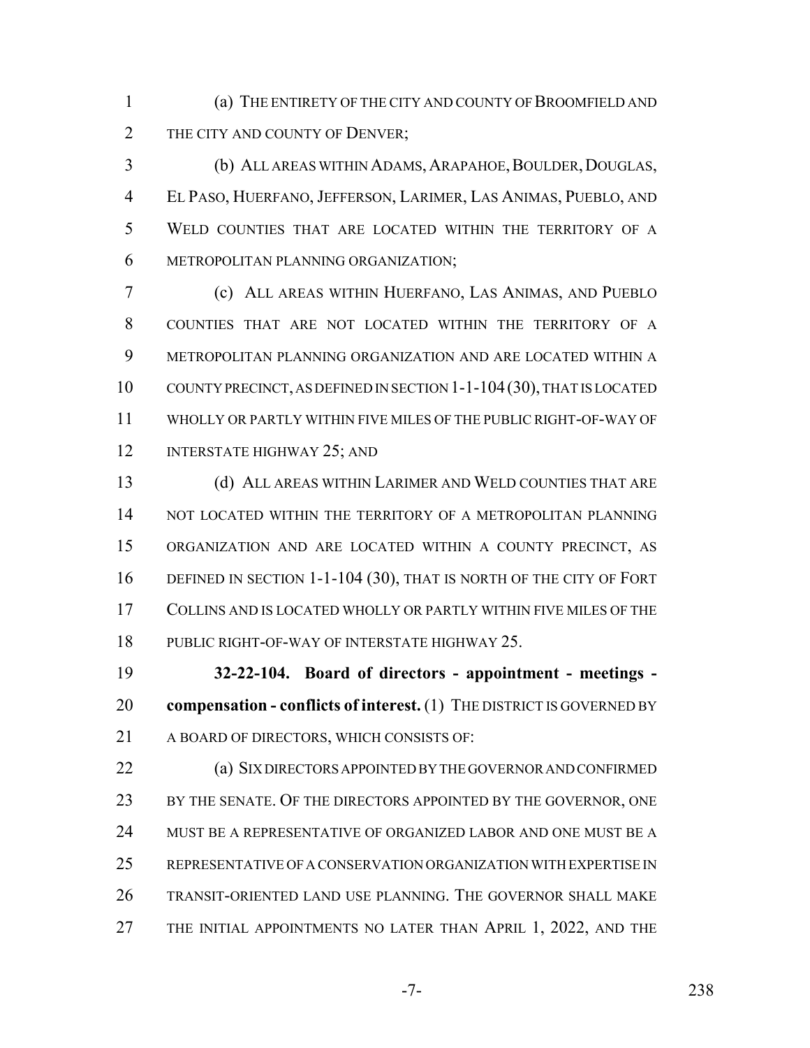(a) THE ENTIRETY OF THE CITY AND COUNTY OF BROOMFIELD AND THE CITY AND COUNTY OF DENVER;

(b) ALL AREAS WITHIN ADAMS, ARAPAHOE, BOULDER, DOUGLAS, EL PASO, HUERFANO, JEFFERSON, LARIMER, LAS ANIMAS, PUEBLO, AND WELD COUNTIES THAT ARE LOCATED WITHIN THE TERRITORY OF A METROPOLITAN PLANNING ORGANIZATION;

(c) ALL AREAS WITHIN HUERFANO, LAS ANIMAS, AND PUEBLO COUNTIES THAT ARE NOT LOCATED WITHIN THE TERRITORY OF A METROPOLITAN PLANNING ORGANIZATION AND ARE LOCATED WITHIN A COUNTY PRECINCT, AS DEFINED IN SECTION 1-1-104 (30), THAT IS LOCATED WHOLLY OR PARTLY WITHIN FIVE MILES OF THE PUBLIC RIGHT-OF-WAY OF INTERSTATE HIGHWAY 25; AND

(d) ALL AREAS WITHIN LARIMER AND WELD COUNTIES THAT ARE NOT LOCATED WITHIN THE TERRITORY OF A METROPOLITAN PLANNING ORGANIZATION AND ARE LOCATED WITHIN A COUNTY PRECINCT, AS DEFINED IN SECTION 1-1-104 (30), THAT IS NORTH OF THE CITY OF FORT COLLINS AND IS LOCATED WHOLLY OR PARTLY WITHIN FIVE MILES OF THE PUBLIC RIGHT-OF-WAY OF INTERSTATE HIGHWAY 25.

**32-22-104. Board of directors - appointment - meetings - compensation - conflicts of interest.** (1) THE DISTRICT IS GOVERNED BY A BOARD OF DIRECTORS, WHICH CONSISTS OF:

(a) SIX DIRECTORS APPOINTED BY THE GOVERNOR AND CONFIRMED BY THE SENATE. OF THE DIRECTORS APPOINTED BY THE GOVERNOR, ONE MUST BE A REPRESENTATIVE OF ORGANIZED LABOR AND ONE MUST BE A REPRESENTATIVE OF A CONSERVATION ORGANIZATION WITH EXPERTISE IN TRANSIT-ORIENTED LAND USE PLANNING. THE GOVERNOR SHALL MAKE THE INITIAL APPOINTMENTS NO LATER THAN APRIL 1, 2022, AND THE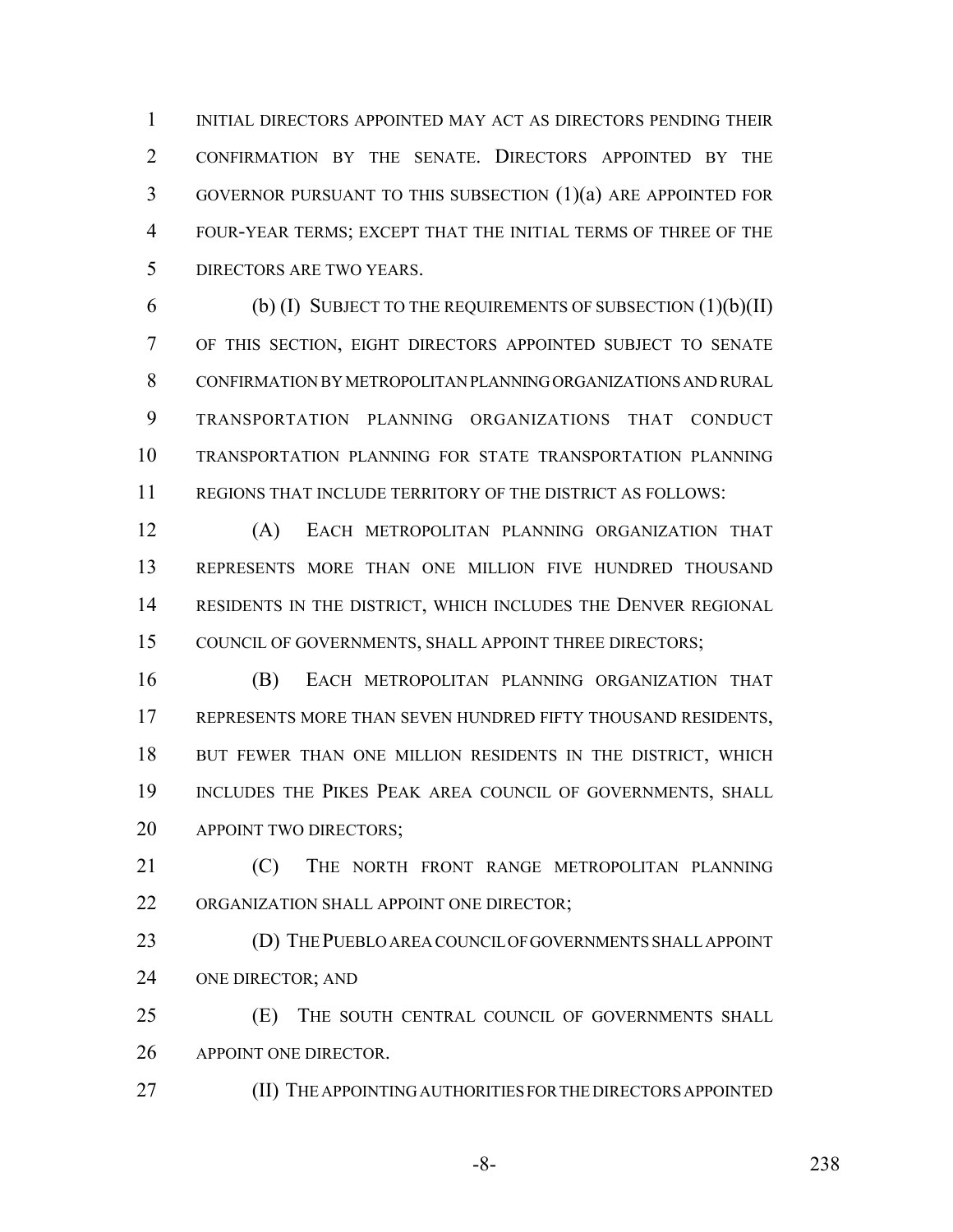INITIAL DIRECTORS APPOINTED MAY ACT AS DIRECTORS PENDING THEIR CONFIRMATION BY THE SENATE. DIRECTORS APPOINTED BY THE GOVERNOR PURSUANT TO THIS SUBSECTION (1)(a) ARE APPOINTED FOR FOUR-YEAR TERMS; EXCEPT THAT THE INITIAL TERMS OF THREE OF THE DIRECTORS ARE TWO YEARS.

(b) (I) SUBJECT TO THE REQUIREMENTS OF SUBSECTION (1)(b)(II) OF THIS SECTION, EIGHT DIRECTORS APPOINTED SUBJECT TO SENATE CONFIRMATION BY METROPOLITAN PLANNING ORGANIZATIONS AND RURAL TRANSPORTATION PLANNING ORGANIZATIONS THAT CONDUCT TRANSPORTATION PLANNING FOR STATE TRANSPORTATION PLANNING REGIONS THAT INCLUDE TERRITORY OF THE DISTRICT AS FOLLOWS:

(A) EACH METROPOLITAN PLANNING ORGANIZATION THAT REPRESENTS MORE THAN ONE MILLION FIVE HUNDRED THOUSAND RESIDENTS IN THE DISTRICT, WHICH INCLUDES THE DENVER REGIONAL COUNCIL OF GOVERNMENTS, SHALL APPOINT THREE DIRECTORS;

(B) EACH METROPOLITAN PLANNING ORGANIZATION THAT REPRESENTS MORE THAN SEVEN HUNDRED FIFTY THOUSAND RESIDENTS, BUT FEWER THAN ONE MILLION RESIDENTS IN THE DISTRICT, WHICH INCLUDES THE PIKES PEAK AREA COUNCIL OF GOVERNMENTS, SHALL APPOINT TWO DIRECTORS;

(C) THE NORTH FRONT RANGE METROPOLITAN PLANNING ORGANIZATION SHALL APPOINT ONE DIRECTOR;

(D) THE PUEBLO AREA COUNCIL OF GOVERNMENTS SHALL APPOINT ONE DIRECTOR; AND

(E) THE SOUTH CENTRAL COUNCIL OF GOVERNMENTS SHALL APPOINT ONE DIRECTOR.

(II) THE APPOINTING AUTHORITIES FOR THE DIRECTORS APPOINTED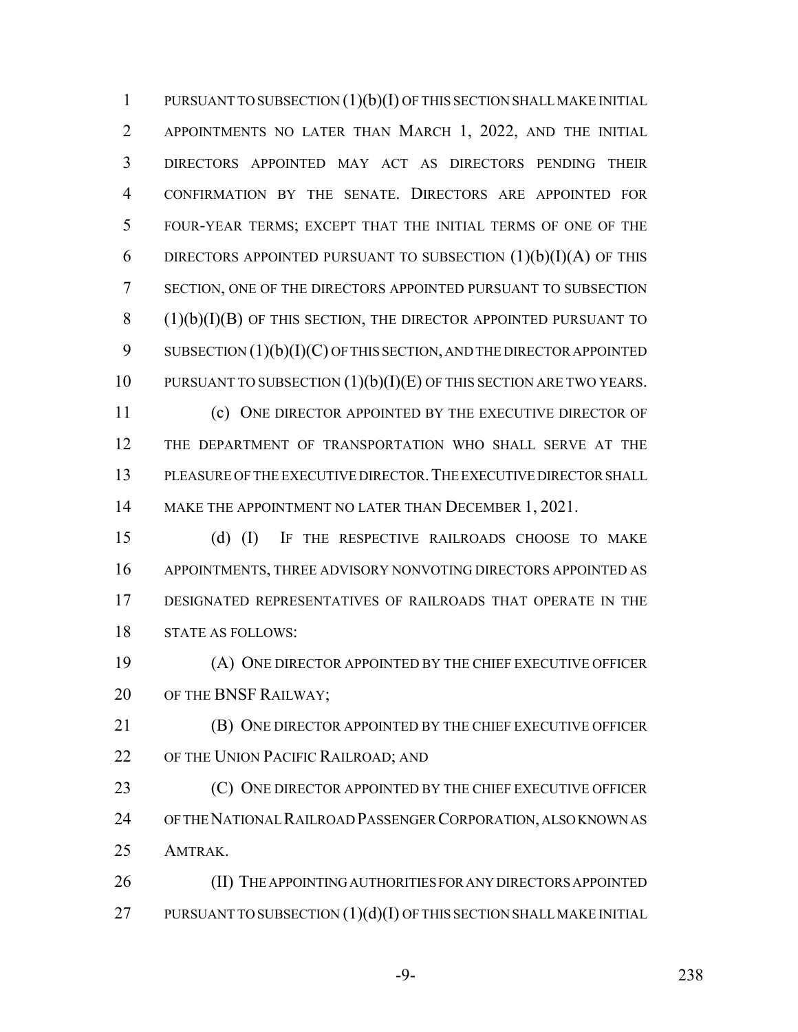PURSUANT TO SUBSECTION (1)(b)(I) OF THIS SECTION SHALL MAKE INITIAL APPOINTMENTS NO LATER THAN MARCH 1, 2022, AND THE INITIAL DIRECTORS APPOINTED MAY ACT AS DIRECTORS PENDING THEIR CONFIRMATION BY THE SENATE. DIRECTORS ARE APPOINTED FOR FOUR-YEAR TERMS; EXCEPT THAT THE INITIAL TERMS OF ONE OF THE DIRECTORS APPOINTED PURSUANT TO SUBSECTION (1)(b)(I)(A) OF THIS SECTION, ONE OF THE DIRECTORS APPOINTED PURSUANT TO SUBSECTION (1)(b)(I)(B) OF THIS SECTION, THE DIRECTOR APPOINTED PURSUANT TO SUBSECTION (1)(b)(I)(C) OF THIS SECTION, AND THE DIRECTOR APPOINTED PURSUANT TO SUBSECTION (1)(b)(I)(E) OF THIS SECTION ARE TWO YEARS.

(c) ONE DIRECTOR APPOINTED BY THE EXECUTIVE DIRECTOR OF THE DEPARTMENT OF TRANSPORTATION WHO SHALL SERVE AT THE PLEASURE OF THE EXECUTIVE DIRECTOR. THE EXECUTIVE DIRECTOR SHALL MAKE THE APPOINTMENT NO LATER THAN DECEMBER 1, 2021.

(d) (I) IF THE RESPECTIVE RAILROADS CHOOSE TO MAKE APPOINTMENTS, THREE ADVISORY NONVOTING DIRECTORS APPOINTED AS DESIGNATED REPRESENTATIVES OF RAILROADS THAT OPERATE IN THE STATE AS FOLLOWS:

(A) ONE DIRECTOR APPOINTED BY THE CHIEF EXECUTIVE OFFICER OF THE BNSF RAILWAY;

(B) ONE DIRECTOR APPOINTED BY THE CHIEF EXECUTIVE OFFICER OF THE UNION PACIFIC RAILROAD; AND

(C) ONE DIRECTOR APPOINTED BY THE CHIEF EXECUTIVE OFFICER OF THE NATIONAL RAILROAD PASSENGER CORPORATION, ALSO KNOWN AS AMTRAK.

(II) THE APPOINTING AUTHORITIES FOR ANY DIRECTORS APPOINTED PURSUANT TO SUBSECTION (1)(d)(I) OF THIS SECTION SHALL MAKE INITIAL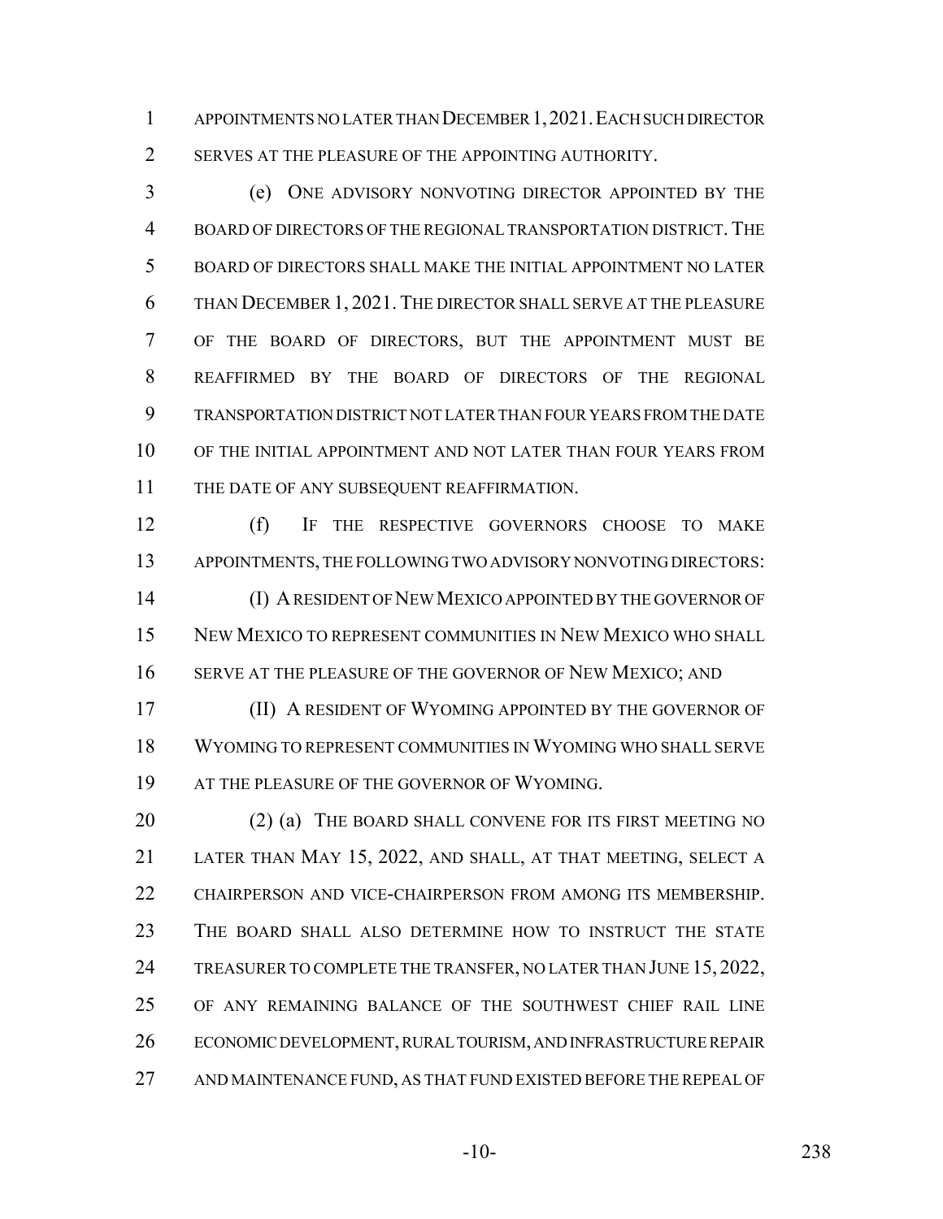APPOINTMENTS NO LATER THAN DECEMBER 1, 2021. EACH SUCH DIRECTOR SERVES AT THE PLEASURE OF THE APPOINTING AUTHORITY.

(e) ONE ADVISORY NONVOTING DIRECTOR APPOINTED BY THE BOARD OF DIRECTORS OF THE REGIONAL TRANSPORTATION DISTRICT. THE BOARD OF DIRECTORS SHALL MAKE THE INITIAL APPOINTMENT NO LATER THAN DECEMBER 1, 2021. THE DIRECTOR SHALL SERVE AT THE PLEASURE OF THE BOARD OF DIRECTORS, BUT THE APPOINTMENT MUST BE REAFFIRMED BY THE BOARD OF DIRECTORS OF THE REGIONAL TRANSPORTATION DISTRICT NOT LATER THAN FOUR YEARS FROM THE DATE OF THE INITIAL APPOINTMENT AND NOT LATER THAN FOUR YEARS FROM THE DATE OF ANY SUBSEQUENT REAFFIRMATION.

(f) IF THE RESPECTIVE GOVERNORS CHOOSE TO MAKE APPOINTMENTS, THE FOLLOWING TWO ADVISORY NONVOTING DIRECTORS:

(I) A RESIDENT OF NEW MEXICO APPOINTED BY THE GOVERNOR OF NEW MEXICO TO REPRESENT COMMUNITIES IN NEW MEXICO WHO SHALL SERVE AT THE PLEASURE OF THE GOVERNOR OF NEW MEXICO; AND

(II) A RESIDENT OF WYOMING APPOINTED BY THE GOVERNOR OF WYOMING TO REPRESENT COMMUNITIES IN WYOMING WHO SHALL SERVE AT THE PLEASURE OF THE GOVERNOR OF WYOMING.

(2) (a) THE BOARD SHALL CONVENE FOR ITS FIRST MEETING NO LATER THAN MAY 15, 2022, AND SHALL, AT THAT MEETING, SELECT A CHAIRPERSON AND VICE-CHAIRPERSON FROM AMONG ITS MEMBERSHIP. THE BOARD SHALL ALSO DETERMINE HOW TO INSTRUCT THE STATE TREASURER TO COMPLETE THE TRANSFER, NO LATER THAN JUNE 15, 2022, OF ANY REMAINING BALANCE OF THE SOUTHWEST CHIEF RAIL LINE ECONOMIC DEVELOPMENT, RURAL TOURISM, AND INFRASTRUCTURE REPAIR AND MAINTENANCE FUND, AS THAT FUND EXISTED BEFORE THE REPEAL OF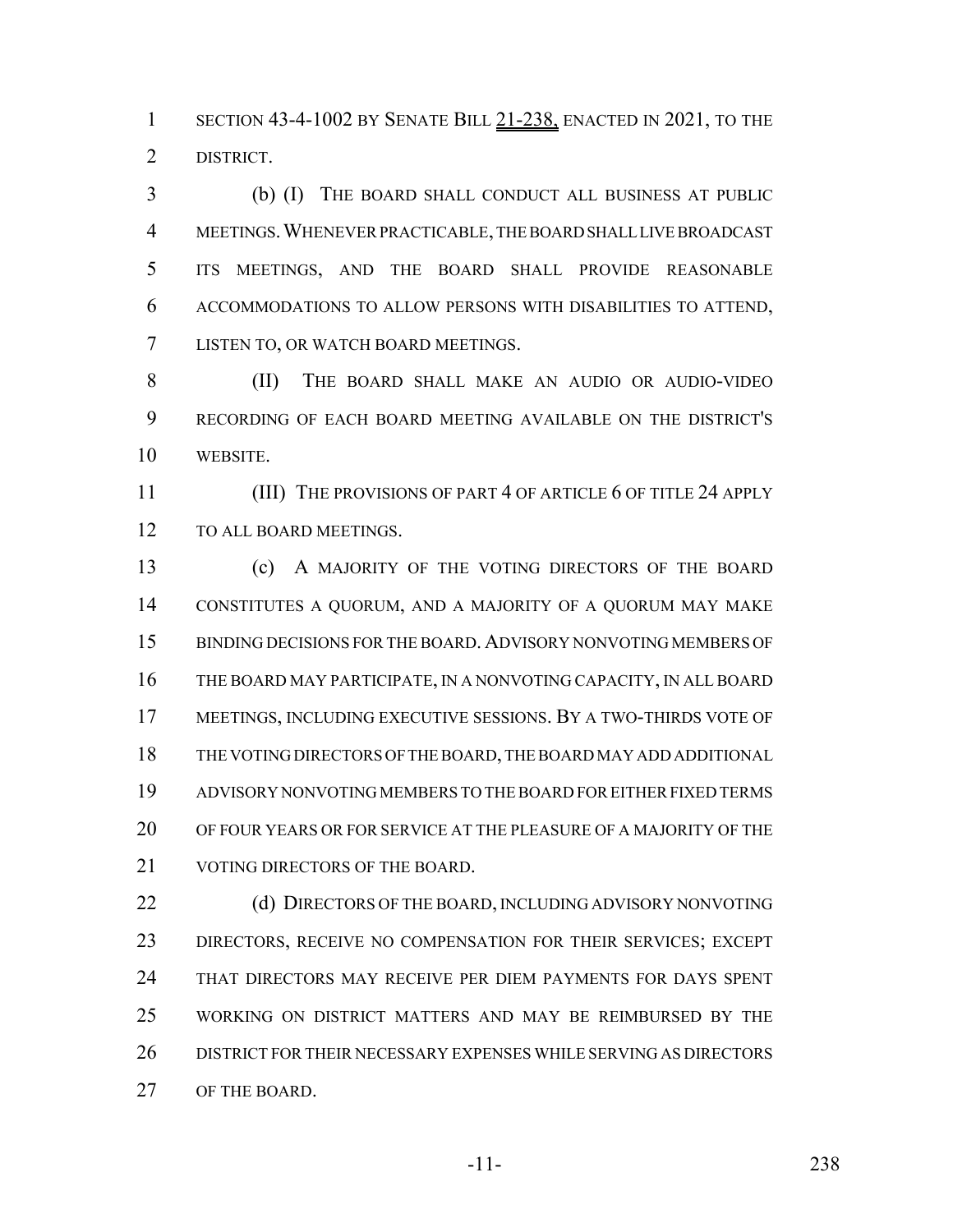SECTION 43-4-1002 BY SENATE BILL 21-238, ENACTED IN 2021, TO THE DISTRICT.

(b) (I) THE BOARD SHALL CONDUCT ALL BUSINESS AT PUBLIC MEETINGS. WHENEVER PRACTICABLE, THE BOARD SHALL LIVE BROADCAST ITS MEETINGS, AND THE BOARD SHALL PROVIDE REASONABLE ACCOMMODATIONS TO ALLOW PERSONS WITH DISABILITIES TO ATTEND, LISTEN TO, OR WATCH BOARD MEETINGS.

(II) THE BOARD SHALL MAKE AN AUDIO OR AUDIO-VIDEO RECORDING OF EACH BOARD MEETING AVAILABLE ON THE DISTRICT'S WEBSITE.

(III) THE PROVISIONS OF PART 4 OF ARTICLE 6 OF TITLE 24 APPLY TO ALL BOARD MEETINGS.

(c) A MAJORITY OF THE VOTING DIRECTORS OF THE BOARD CONSTITUTES A QUORUM, AND A MAJORITY OF A QUORUM MAY MAKE BINDING DECISIONS FOR THE BOARD. ADVISORY NONVOTING MEMBERS OF THE BOARD MAY PARTICIPATE, IN A NONVOTING CAPACITY, IN ALL BOARD MEETINGS, INCLUDING EXECUTIVE SESSIONS. BY A TWO-THIRDS VOTE OF THE VOTING DIRECTORS OF THE BOARD, THE BOARD MAY ADD ADDITIONAL ADVISORY NONVOTING MEMBERS TO THE BOARD FOR EITHER FIXED TERMS OF FOUR YEARS OR FOR SERVICE AT THE PLEASURE OF A MAJORITY OF THE VOTING DIRECTORS OF THE BOARD.

(d) DIRECTORS OF THE BOARD, INCLUDING ADVISORY NONVOTING DIRECTORS, RECEIVE NO COMPENSATION FOR THEIR SERVICES; EXCEPT THAT DIRECTORS MAY RECEIVE PER DIEM PAYMENTS FOR DAYS SPENT WORKING ON DISTRICT MATTERS AND MAY BE REIMBURSED BY THE DISTRICT FOR THEIR NECESSARY EXPENSES WHILE SERVING AS DIRECTORS OF THE BOARD.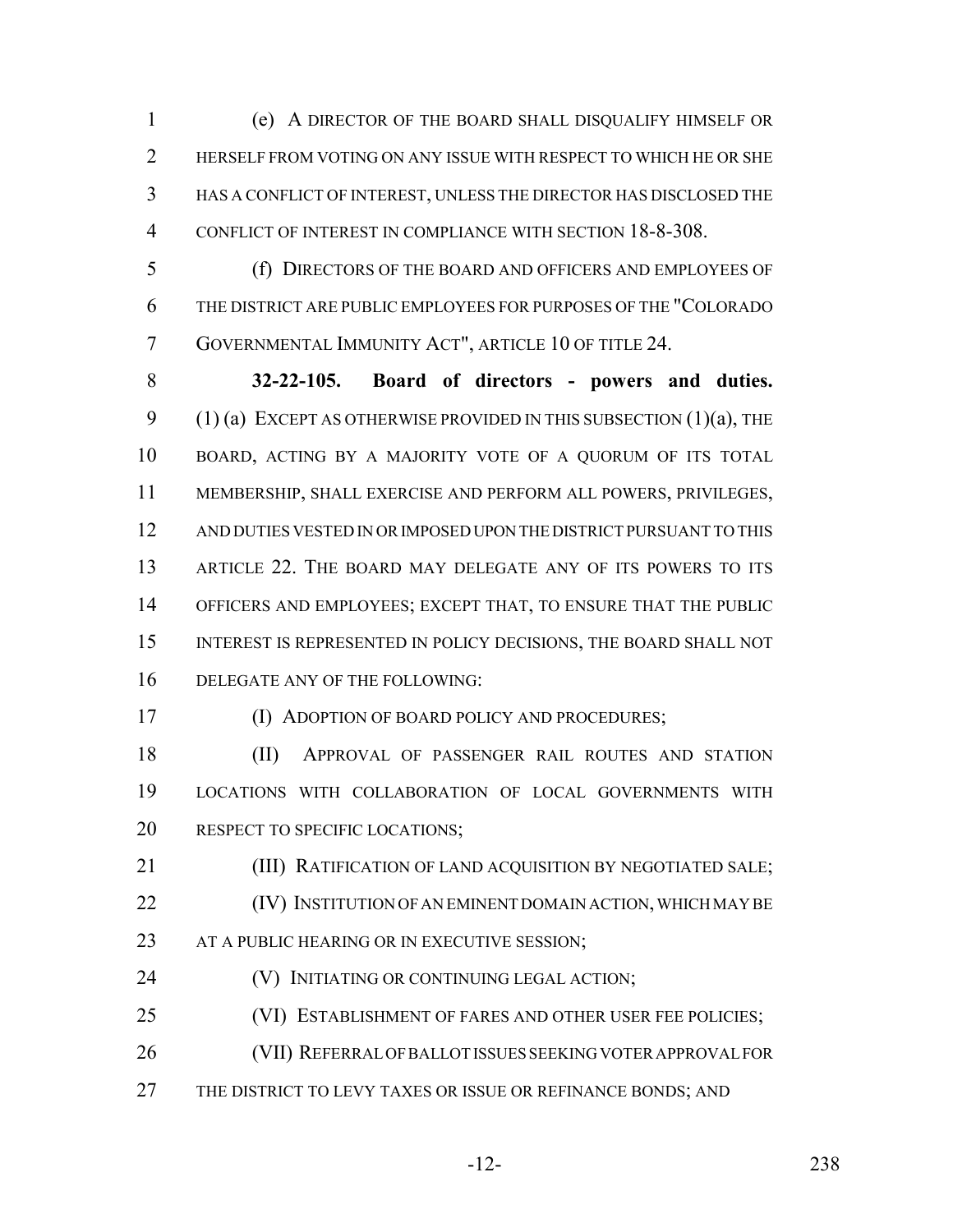(e) A DIRECTOR OF THE BOARD SHALL DISQUALIFY HIMSELF OR HERSELF FROM VOTING ON ANY ISSUE WITH RESPECT TO WHICH HE OR SHE HAS A CONFLICT OF INTEREST, UNLESS THE DIRECTOR HAS DISCLOSED THE CONFLICT OF INTEREST IN COMPLIANCE WITH SECTION 18-8-308.

(f) DIRECTORS OF THE BOARD AND OFFICERS AND EMPLOYEES OF THE DISTRICT ARE PUBLIC EMPLOYEES FOR PURPOSES OF THE "COLORADO GOVERNMENTAL IMMUNITY ACT", ARTICLE 10 OF TITLE 24.

**32-22-105. Board of directors - powers and duties.** (1) (a) EXCEPT AS OTHERWISE PROVIDED IN THIS SUBSECTION (1)(a), THE BOARD, ACTING BY A MAJORITY VOTE OF A QUORUM OF ITS TOTAL MEMBERSHIP, SHALL EXERCISE AND PERFORM ALL POWERS, PRIVILEGES, AND DUTIES VESTED IN OR IMPOSED UPON THE DISTRICT PURSUANT TO THIS ARTICLE 22. THE BOARD MAY DELEGATE ANY OF ITS POWERS TO ITS OFFICERS AND EMPLOYEES; EXCEPT THAT, TO ENSURE THAT THE PUBLIC INTEREST IS REPRESENTED IN POLICY DECISIONS, THE BOARD SHALL NOT DELEGATE ANY OF THE FOLLOWING:

(I) ADOPTION OF BOARD POLICY AND PROCEDURES;

(II) APPROVAL OF PASSENGER RAIL ROUTES AND STATION LOCATIONS WITH COLLABORATION OF LOCAL GOVERNMENTS WITH RESPECT TO SPECIFIC LOCATIONS;

(III) RATIFICATION OF LAND ACQUISITION BY NEGOTIATED SALE;

(IV) INSTITUTION OF AN EMINENT DOMAIN ACTION, WHICH MAY BE AT A PUBLIC HEARING OR IN EXECUTIVE SESSION;

(V) INITIATING OR CONTINUING LEGAL ACTION;

(VI) ESTABLISHMENT OF FARES AND OTHER USER FEE POLICIES;

(VII) REFERRAL OF BALLOT ISSUES SEEKING VOTER APPROVAL FOR THE DISTRICT TO LEVY TAXES OR ISSUE OR REFINANCE BONDS; AND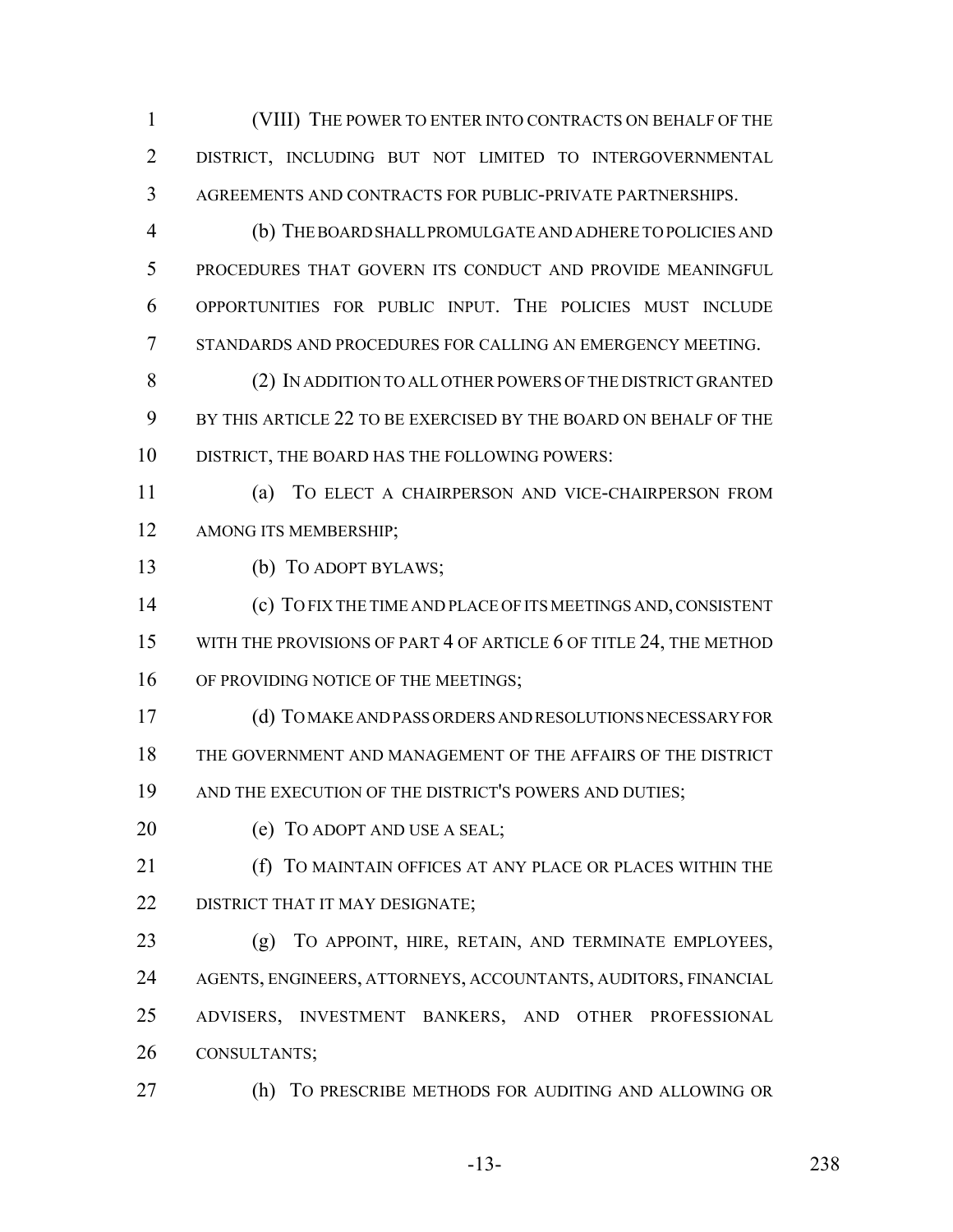(VIII) THE POWER TO ENTER INTO CONTRACTS ON BEHALF OF THE DISTRICT, INCLUDING BUT NOT LIMITED TO INTERGOVERNMENTAL AGREEMENTS AND CONTRACTS FOR PUBLIC-PRIVATE PARTNERSHIPS.

(b) THE BOARD SHALL PROMULGATE AND ADHERE TO POLICIES AND PROCEDURES THAT GOVERN ITS CONDUCT AND PROVIDE MEANINGFUL OPPORTUNITIES FOR PUBLIC INPUT. THE POLICIES MUST INCLUDE STANDARDS AND PROCEDURES FOR CALLING AN EMERGENCY MEETING.

(2) IN ADDITION TO ALL OTHER POWERS OF THE DISTRICT GRANTED BY THIS ARTICLE 22 TO BE EXERCISED BY THE BOARD ON BEHALF OF THE DISTRICT, THE BOARD HAS THE FOLLOWING POWERS:

(a) TO ELECT A CHAIRPERSON AND VICE-CHAIRPERSON FROM AMONG ITS MEMBERSHIP;

(b) TO ADOPT BYLAWS;

(c) TO FIX THE TIME AND PLACE OF ITS MEETINGS AND, CONSISTENT WITH THE PROVISIONS OF PART 4 OF ARTICLE 6 OF TITLE 24, THE METHOD OF PROVIDING NOTICE OF THE MEETINGS;

(d) TO MAKE AND PASS ORDERS AND RESOLUTIONS NECESSARY FOR THE GOVERNMENT AND MANAGEMENT OF THE AFFAIRS OF THE DISTRICT AND THE EXECUTION OF THE DISTRICT'S POWERS AND DUTIES;

(e) TO ADOPT AND USE A SEAL;

(f) TO MAINTAIN OFFICES AT ANY PLACE OR PLACES WITHIN THE DISTRICT THAT IT MAY DESIGNATE;

(g) TO APPOINT, HIRE, RETAIN, AND TERMINATE EMPLOYEES, AGENTS, ENGINEERS, ATTORNEYS, ACCOUNTANTS, AUDITORS, FINANCIAL ADVISERS, INVESTMENT BANKERS, AND OTHER PROFESSIONAL CONSULTANTS;

(h) TO PRESCRIBE METHODS FOR AUDITING AND ALLOWING OR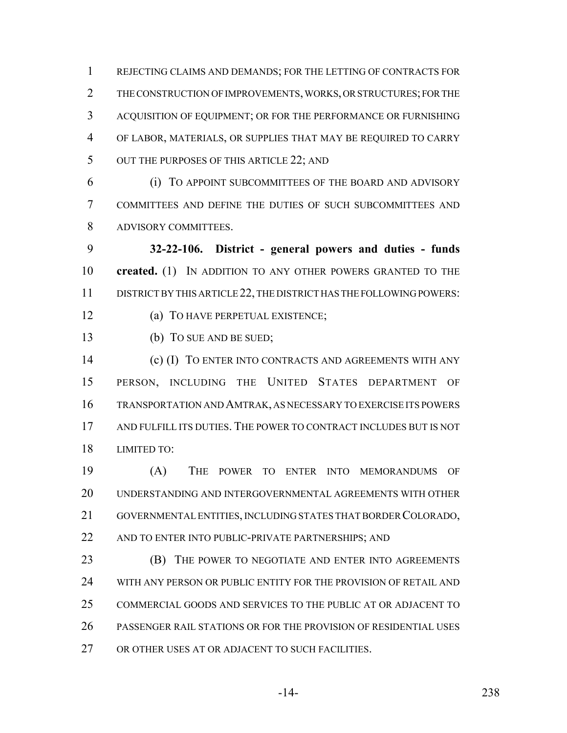REJECTING CLAIMS AND DEMANDS; FOR THE LETTING OF CONTRACTS FOR THE CONSTRUCTION OF IMPROVEMENTS, WORKS, OR STRUCTURES; FOR THE ACQUISITION OF EQUIPMENT; OR FOR THE PERFORMANCE OR FURNISHING OF LABOR, MATERIALS, OR SUPPLIES THAT MAY BE REQUIRED TO CARRY OUT THE PURPOSES OF THIS ARTICLE 22; AND

(i) TO APPOINT SUBCOMMITTEES OF THE BOARD AND ADVISORY COMMITTEES AND DEFINE THE DUTIES OF SUCH SUBCOMMITTEES AND ADVISORY COMMITTEES.

**32-22-106. District - general powers and duties - funds created.** (1) IN ADDITION TO ANY OTHER POWERS GRANTED TO THE DISTRICT BY THIS ARTICLE 22, THE DISTRICT HAS THE FOLLOWING POWERS:

(a) TO HAVE PERPETUAL EXISTENCE;

(b) TO SUE AND BE SUED;

(c) (I) TO ENTER INTO CONTRACTS AND AGREEMENTS WITH ANY PERSON, INCLUDING THE UNITED STATES DEPARTMENT OF TRANSPORTATION AND AMTRAK, AS NECESSARY TO EXERCISE ITS POWERS AND FULFILL ITS DUTIES. THE POWER TO CONTRACT INCLUDES BUT IS NOT LIMITED TO:

(A) THE POWER TO ENTER INTO MEMORANDUMS OF UNDERSTANDING AND INTERGOVERNMENTAL AGREEMENTS WITH OTHER GOVERNMENTAL ENTITIES, INCLUDING STATES THAT BORDER COLORADO, AND TO ENTER INTO PUBLIC-PRIVATE PARTNERSHIPS; AND

(B) THE POWER TO NEGOTIATE AND ENTER INTO AGREEMENTS WITH ANY PERSON OR PUBLIC ENTITY FOR THE PROVISION OF RETAIL AND COMMERCIAL GOODS AND SERVICES TO THE PUBLIC AT OR ADJACENT TO PASSENGER RAIL STATIONS OR FOR THE PROVISION OF RESIDENTIAL USES OR OTHER USES AT OR ADJACENT TO SUCH FACILITIES.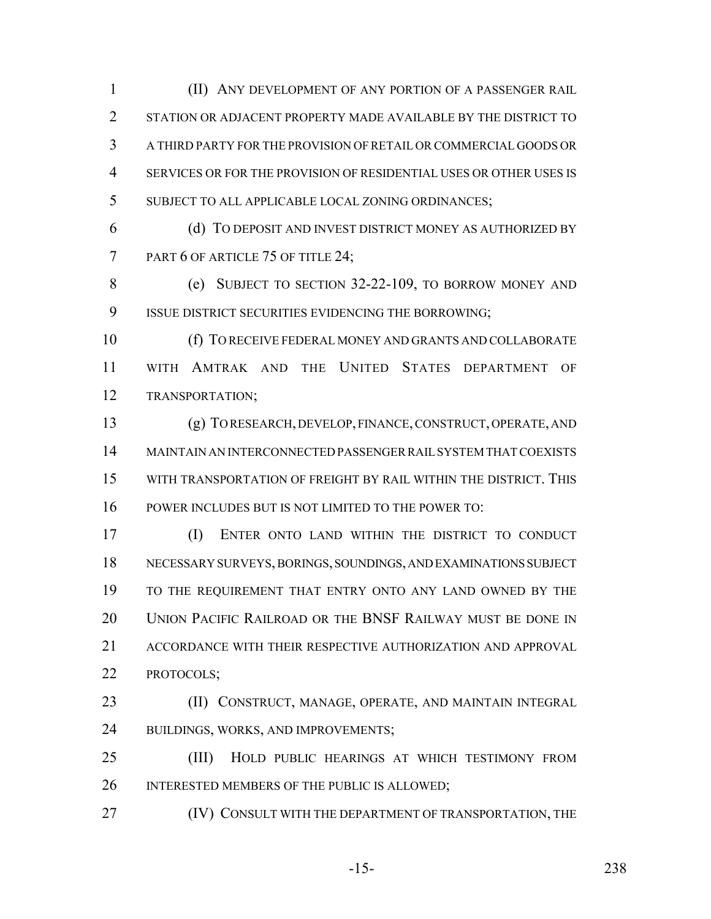(II) ANY DEVELOPMENT OF ANY PORTION OF A PASSENGER RAIL STATION OR ADJACENT PROPERTY MADE AVAILABLE BY THE DISTRICT TO A THIRD PARTY FOR THE PROVISION OF RETAIL OR COMMERCIAL GOODS OR SERVICES OR FOR THE PROVISION OF RESIDENTIAL USES OR OTHER USES IS SUBJECT TO ALL APPLICABLE LOCAL ZONING ORDINANCES;

(d) TO DEPOSIT AND INVEST DISTRICT MONEY AS AUTHORIZED BY PART 6 OF ARTICLE 75 OF TITLE 24;

(e) SUBJECT TO SECTION 32-22-109, TO BORROW MONEY AND ISSUE DISTRICT SECURITIES EVIDENCING THE BORROWING;

(f) TO RECEIVE FEDERAL MONEY AND GRANTS AND COLLABORATE WITH AMTRAK AND THE UNITED STATES DEPARTMENT OF TRANSPORTATION;

(g) TO RESEARCH, DEVELOP, FINANCE, CONSTRUCT, OPERATE, AND MAINTAIN AN INTERCONNECTED PASSENGER RAIL SYSTEM THAT COEXISTS WITH TRANSPORTATION OF FREIGHT BY RAIL WITHIN THE DISTRICT. THIS POWER INCLUDES BUT IS NOT LIMITED TO THE POWER TO:

(I) ENTER ONTO LAND WITHIN THE DISTRICT TO CONDUCT NECESSARY SURVEYS, BORINGS, SOUNDINGS, AND EXAMINATIONS SUBJECT TO THE REQUIREMENT THAT ENTRY ONTO ANY LAND OWNED BY THE UNION PACIFIC RAILROAD OR THE BNSF RAILWAY MUST BE DONE IN ACCORDANCE WITH THEIR RESPECTIVE AUTHORIZATION AND APPROVAL PROTOCOLS;

(II) CONSTRUCT, MANAGE, OPERATE, AND MAINTAIN INTEGRAL BUILDINGS, WORKS, AND IMPROVEMENTS;

(III) HOLD PUBLIC HEARINGS AT WHICH TESTIMONY FROM INTERESTED MEMBERS OF THE PUBLIC IS ALLOWED;

(IV) CONSULT WITH THE DEPARTMENT OF TRANSPORTATION, THE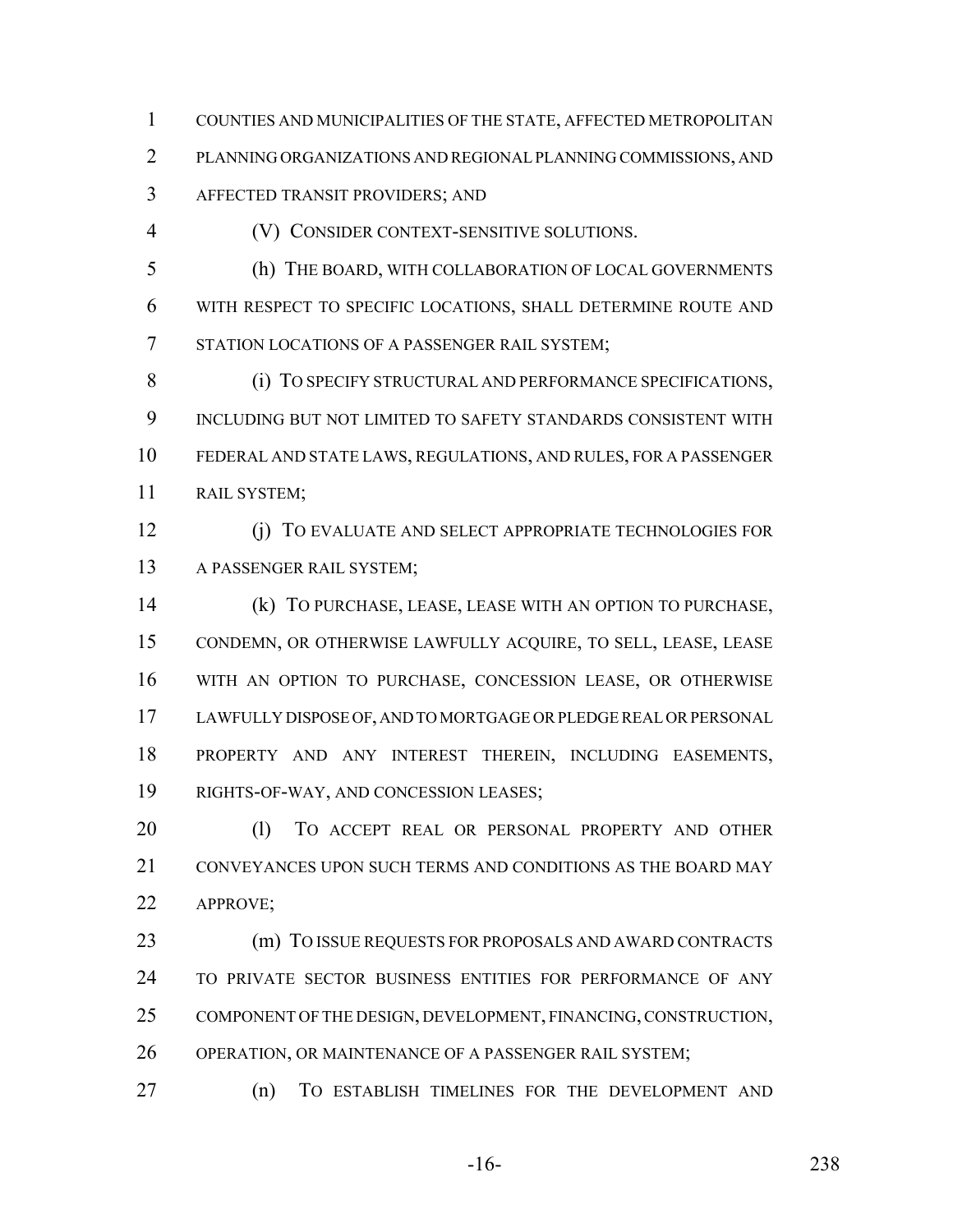COUNTIES AND MUNICIPALITIES OF THE STATE, AFFECTED METROPOLITAN PLANNING ORGANIZATIONS AND REGIONAL PLANNING COMMISSIONS, AND AFFECTED TRANSIT PROVIDERS; AND

(V) CONSIDER CONTEXT-SENSITIVE SOLUTIONS.

(h) THE BOARD, WITH COLLABORATION OF LOCAL GOVERNMENTS WITH RESPECT TO SPECIFIC LOCATIONS, SHALL DETERMINE ROUTE AND STATION LOCATIONS OF A PASSENGER RAIL SYSTEM;

(i) TO SPECIFY STRUCTURAL AND PERFORMANCE SPECIFICATIONS, INCLUDING BUT NOT LIMITED TO SAFETY STANDARDS CONSISTENT WITH FEDERAL AND STATE LAWS, REGULATIONS, AND RULES, FOR A PASSENGER RAIL SYSTEM;

(j) TO EVALUATE AND SELECT APPROPRIATE TECHNOLOGIES FOR A PASSENGER RAIL SYSTEM;

(k) TO PURCHASE, LEASE, LEASE WITH AN OPTION TO PURCHASE, CONDEMN, OR OTHERWISE LAWFULLY ACQUIRE, TO SELL, LEASE, LEASE WITH AN OPTION TO PURCHASE, CONCESSION LEASE, OR OTHERWISE LAWFULLY DISPOSE OF, AND TO MORTGAGE OR PLEDGE REAL OR PERSONAL PROPERTY AND ANY INTEREST THEREIN, INCLUDING EASEMENTS, RIGHTS-OF-WAY, AND CONCESSION LEASES;

(l) TO ACCEPT REAL OR PERSONAL PROPERTY AND OTHER CONVEYANCES UPON SUCH TERMS AND CONDITIONS AS THE BOARD MAY APPROVE;

(m) TO ISSUE REQUESTS FOR PROPOSALS AND AWARD CONTRACTS TO PRIVATE SECTOR BUSINESS ENTITIES FOR PERFORMANCE OF ANY COMPONENT OF THE DESIGN, DEVELOPMENT, FINANCING, CONSTRUCTION, OPERATION, OR MAINTENANCE OF A PASSENGER RAIL SYSTEM;

(n) TO ESTABLISH TIMELINES FOR THE DEVELOPMENT AND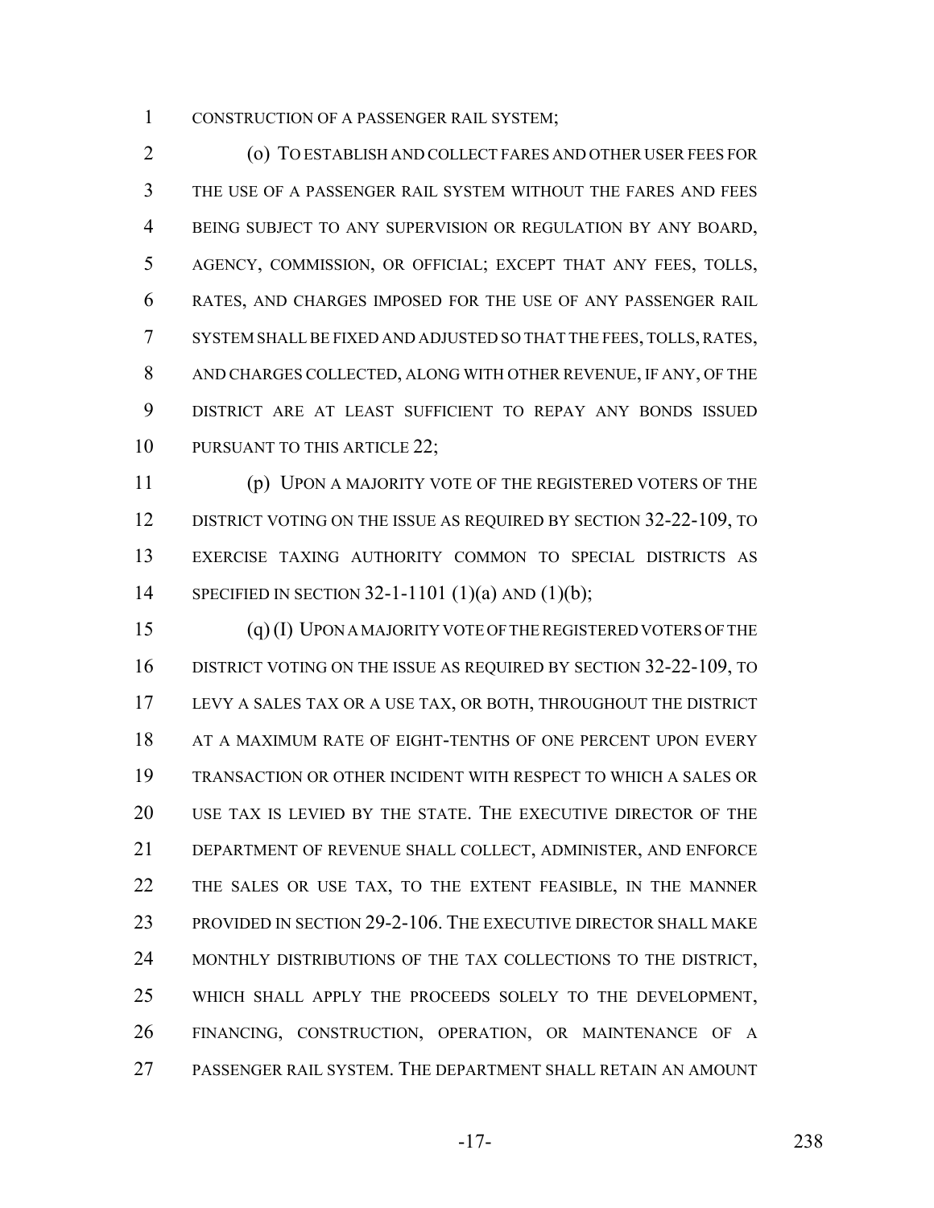CONSTRUCTION OF A PASSENGER RAIL SYSTEM;

(o) TO ESTABLISH AND COLLECT FARES AND OTHER USER FEES FOR THE USE OF A PASSENGER RAIL SYSTEM WITHOUT THE FARES AND FEES BEING SUBJECT TO ANY SUPERVISION OR REGULATION BY ANY BOARD, AGENCY, COMMISSION, OR OFFICIAL; EXCEPT THAT ANY FEES, TOLLS, RATES, AND CHARGES IMPOSED FOR THE USE OF ANY PASSENGER RAIL SYSTEM SHALL BE FIXED AND ADJUSTED SO THAT THE FEES, TOLLS, RATES, AND CHARGES COLLECTED, ALONG WITH OTHER REVENUE, IF ANY, OF THE DISTRICT ARE AT LEAST SUFFICIENT TO REPAY ANY BONDS ISSUED PURSUANT TO THIS ARTICLE 22;

(p) UPON A MAJORITY VOTE OF THE REGISTERED VOTERS OF THE DISTRICT VOTING ON THE ISSUE AS REQUIRED BY SECTION 32-22-109, TO EXERCISE TAXING AUTHORITY COMMON TO SPECIAL DISTRICTS AS SPECIFIED IN SECTION 32-1-1101 (1)(a) AND (1)(b);

(q) (I) UPON A MAJORITY VOTE OF THE REGISTERED VOTERS OF THE DISTRICT VOTING ON THE ISSUE AS REQUIRED BY SECTION 32-22-109, TO LEVY A SALES TAX OR A USE TAX, OR BOTH, THROUGHOUT THE DISTRICT AT A MAXIMUM RATE OF EIGHT-TENTHS OF ONE PERCENT UPON EVERY TRANSACTION OR OTHER INCIDENT WITH RESPECT TO WHICH A SALES OR USE TAX IS LEVIED BY THE STATE. THE EXECUTIVE DIRECTOR OF THE DEPARTMENT OF REVENUE SHALL COLLECT, ADMINISTER, AND ENFORCE THE SALES OR USE TAX, TO THE EXTENT FEASIBLE, IN THE MANNER PROVIDED IN SECTION 29-2-106. THE EXECUTIVE DIRECTOR SHALL MAKE MONTHLY DISTRIBUTIONS OF THE TAX COLLECTIONS TO THE DISTRICT, WHICH SHALL APPLY THE PROCEEDS SOLELY TO THE DEVELOPMENT, FINANCING, CONSTRUCTION, OPERATION, OR MAINTENANCE OF A PASSENGER RAIL SYSTEM. THE DEPARTMENT SHALL RETAIN AN AMOUNT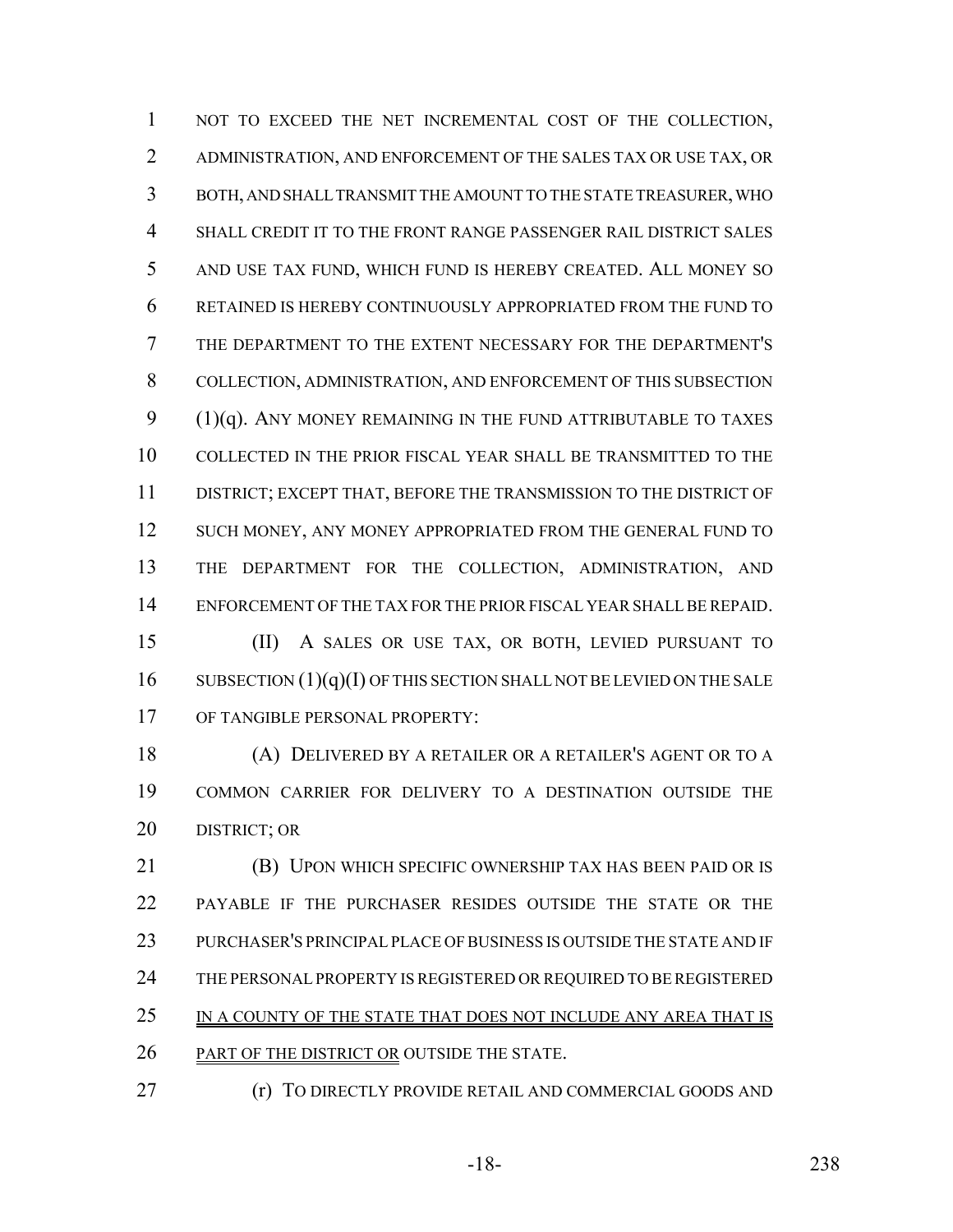NOT TO EXCEED THE NET INCREMENTAL COST OF THE COLLECTION, ADMINISTRATION, AND ENFORCEMENT OF THE SALES TAX OR USE TAX, OR BOTH, AND SHALL TRANSMIT THE AMOUNT TO THE STATE TREASURER, WHO SHALL CREDIT IT TO THE FRONT RANGE PASSENGER RAIL DISTRICT SALES AND USE TAX FUND, WHICH FUND IS HEREBY CREATED. ALL MONEY SO RETAINED IS HEREBY CONTINUOUSLY APPROPRIATED FROM THE FUND TO THE DEPARTMENT TO THE EXTENT NECESSARY FOR THE DEPARTMENT'S COLLECTION, ADMINISTRATION, AND ENFORCEMENT OF THIS SUBSECTION (1)(q). ANY MONEY REMAINING IN THE FUND ATTRIBUTABLE TO TAXES COLLECTED IN THE PRIOR FISCAL YEAR SHALL BE TRANSMITTED TO THE DISTRICT; EXCEPT THAT, BEFORE THE TRANSMISSION TO THE DISTRICT OF SUCH MONEY, ANY MONEY APPROPRIATED FROM THE GENERAL FUND TO THE DEPARTMENT FOR THE COLLECTION, ADMINISTRATION, AND ENFORCEMENT OF THE TAX FOR THE PRIOR FISCAL YEAR SHALL BE REPAID.

(II) A SALES OR USE TAX, OR BOTH, LEVIED PURSUANT TO SUBSECTION (1)(q)(I) OF THIS SECTION SHALL NOT BE LEVIED ON THE SALE OF TANGIBLE PERSONAL PROPERTY:

(A) DELIVERED BY A RETAILER OR A RETAILER'S AGENT OR TO A COMMON CARRIER FOR DELIVERY TO A DESTINATION OUTSIDE THE DISTRICT; OR

(B) UPON WHICH SPECIFIC OWNERSHIP TAX HAS BEEN PAID OR IS PAYABLE IF THE PURCHASER RESIDES OUTSIDE THE STATE OR THE PURCHASER'S PRINCIPAL PLACE OF BUSINESS IS OUTSIDE THE STATE AND IF THE PERSONAL PROPERTY IS REGISTERED OR REQUIRED TO BE REGISTERED IN A COUNTY OF THE STATE THAT DOES NOT INCLUDE ANY AREA THAT IS PART OF THE DISTRICT OR OUTSIDE THE STATE.

(r) TO DIRECTLY PROVIDE RETAIL AND COMMERCIAL GOODS AND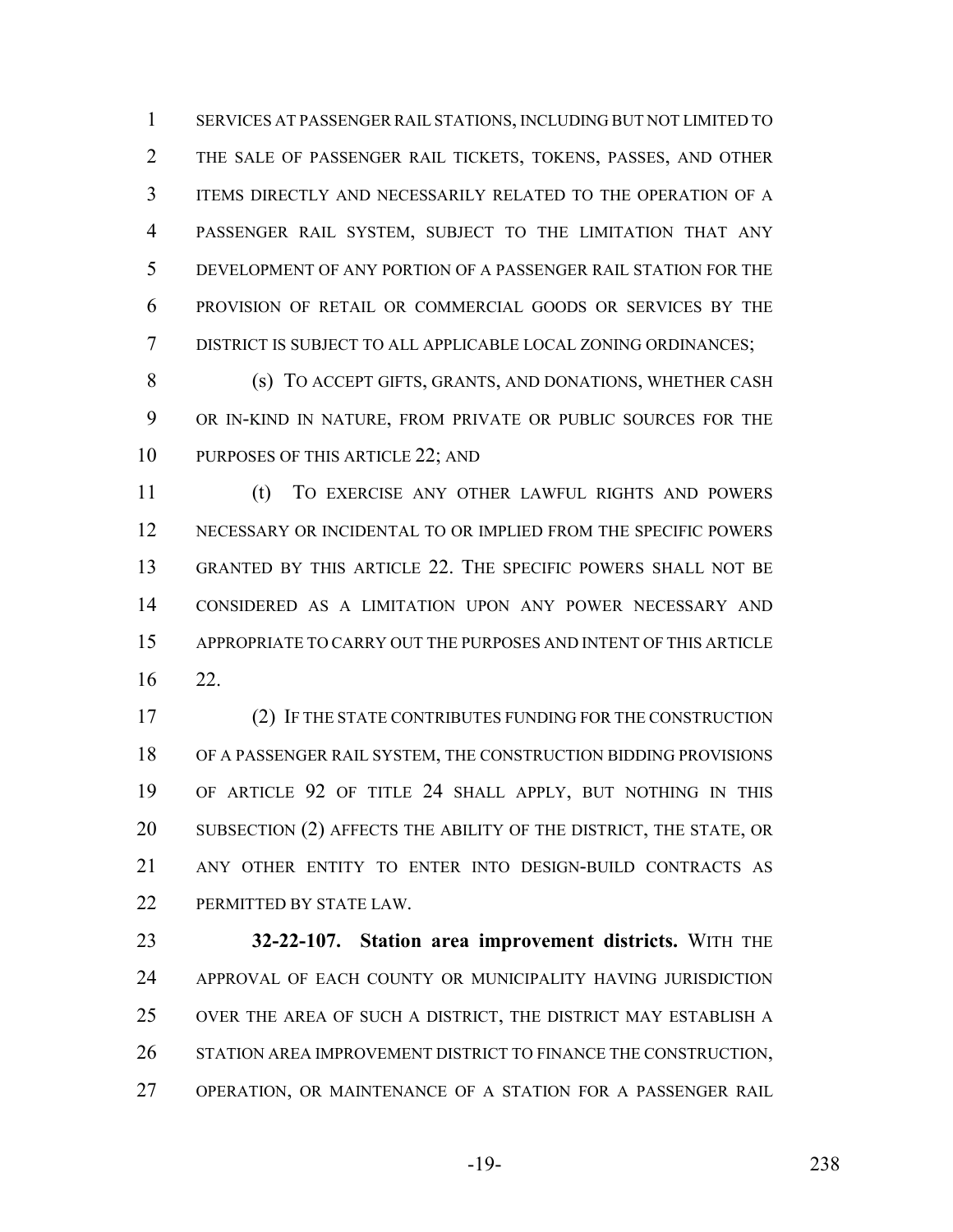SERVICES AT PASSENGER RAIL STATIONS, INCLUDING BUT NOT LIMITED TO THE SALE OF PASSENGER RAIL TICKETS, TOKENS, PASSES, AND OTHER ITEMS DIRECTLY AND NECESSARILY RELATED TO THE OPERATION OF A PASSENGER RAIL SYSTEM, SUBJECT TO THE LIMITATION THAT ANY DEVELOPMENT OF ANY PORTION OF A PASSENGER RAIL STATION FOR THE PROVISION OF RETAIL OR COMMERCIAL GOODS OR SERVICES BY THE DISTRICT IS SUBJECT TO ALL APPLICABLE LOCAL ZONING ORDINANCES;

(s) TO ACCEPT GIFTS, GRANTS, AND DONATIONS, WHETHER CASH OR IN-KIND IN NATURE, FROM PRIVATE OR PUBLIC SOURCES FOR THE PURPOSES OF THIS ARTICLE 22; AND

(t) TO EXERCISE ANY OTHER LAWFUL RIGHTS AND POWERS NECESSARY OR INCIDENTAL TO OR IMPLIED FROM THE SPECIFIC POWERS GRANTED BY THIS ARTICLE 22. THE SPECIFIC POWERS SHALL NOT BE CONSIDERED AS A LIMITATION UPON ANY POWER NECESSARY AND APPROPRIATE TO CARRY OUT THE PURPOSES AND INTENT OF THIS ARTICLE 22.

(2) IF THE STATE CONTRIBUTES FUNDING FOR THE CONSTRUCTION OF A PASSENGER RAIL SYSTEM, THE CONSTRUCTION BIDDING PROVISIONS OF ARTICLE 92 OF TITLE 24 SHALL APPLY, BUT NOTHING IN THIS SUBSECTION (2) AFFECTS THE ABILITY OF THE DISTRICT, THE STATE, OR ANY OTHER ENTITY TO ENTER INTO DESIGN-BUILD CONTRACTS AS PERMITTED BY STATE LAW.

**32-22-107. Station area improvement districts.** WITH THE APPROVAL OF EACH COUNTY OR MUNICIPALITY HAVING JURISDICTION OVER THE AREA OF SUCH A DISTRICT, THE DISTRICT MAY ESTABLISH A STATION AREA IMPROVEMENT DISTRICT TO FINANCE THE CONSTRUCTION, OPERATION, OR MAINTENANCE OF A STATION FOR A PASSENGER RAIL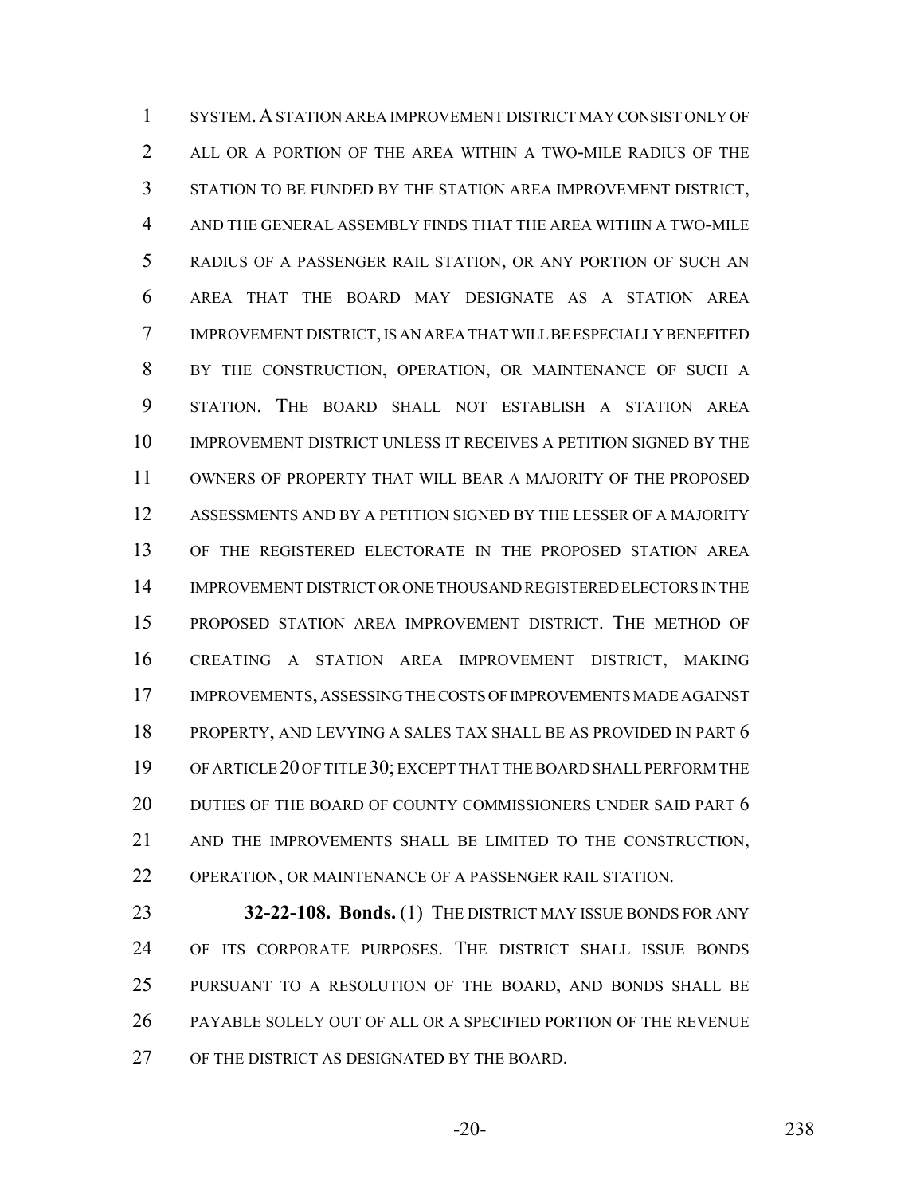SYSTEM. A STATION AREA IMPROVEMENT DISTRICT MAY CONSIST ONLY OF ALL OR A PORTION OF THE AREA WITHIN A TWO-MILE RADIUS OF THE STATION TO BE FUNDED BY THE STATION AREA IMPROVEMENT DISTRICT, AND THE GENERAL ASSEMBLY FINDS THAT THE AREA WITHIN A TWO-MILE RADIUS OF A PASSENGER RAIL STATION, OR ANY PORTION OF SUCH AN AREA THAT THE BOARD MAY DESIGNATE AS A STATION AREA IMPROVEMENT DISTRICT, IS AN AREA THAT WILL BE ESPECIALLY BENEFITED BY THE CONSTRUCTION, OPERATION, OR MAINTENANCE OF SUCH A STATION. THE BOARD SHALL NOT ESTABLISH A STATION AREA IMPROVEMENT DISTRICT UNLESS IT RECEIVES A PETITION SIGNED BY THE OWNERS OF PROPERTY THAT WILL BEAR A MAJORITY OF THE PROPOSED ASSESSMENTS AND BY A PETITION SIGNED BY THE LESSER OF A MAJORITY OF THE REGISTERED ELECTORATE IN THE PROPOSED STATION AREA IMPROVEMENT DISTRICT OR ONE THOUSAND REGISTERED ELECTORS IN THE PROPOSED STATION AREA IMPROVEMENT DISTRICT. THE METHOD OF CREATING A STATION AREA IMPROVEMENT DISTRICT, MAKING IMPROVEMENTS, ASSESSING THE COSTS OF IMPROVEMENTS MADE AGAINST PROPERTY, AND LEVYING A SALES TAX SHALL BE AS PROVIDED IN PART 6 OF ARTICLE 20 OF TITLE 30; EXCEPT THAT THE BOARD SHALL PERFORM THE DUTIES OF THE BOARD OF COUNTY COMMISSIONERS UNDER SAID PART 6 AND THE IMPROVEMENTS SHALL BE LIMITED TO THE CONSTRUCTION, OPERATION, OR MAINTENANCE OF A PASSENGER RAIL STATION.

**32-22-108. Bonds.** (1) THE DISTRICT MAY ISSUE BONDS FOR ANY OF ITS CORPORATE PURPOSES. THE DISTRICT SHALL ISSUE BONDS PURSUANT TO A RESOLUTION OF THE BOARD, AND BONDS SHALL BE PAYABLE SOLELY OUT OF ALL OR A SPECIFIED PORTION OF THE REVENUE OF THE DISTRICT AS DESIGNATED BY THE BOARD.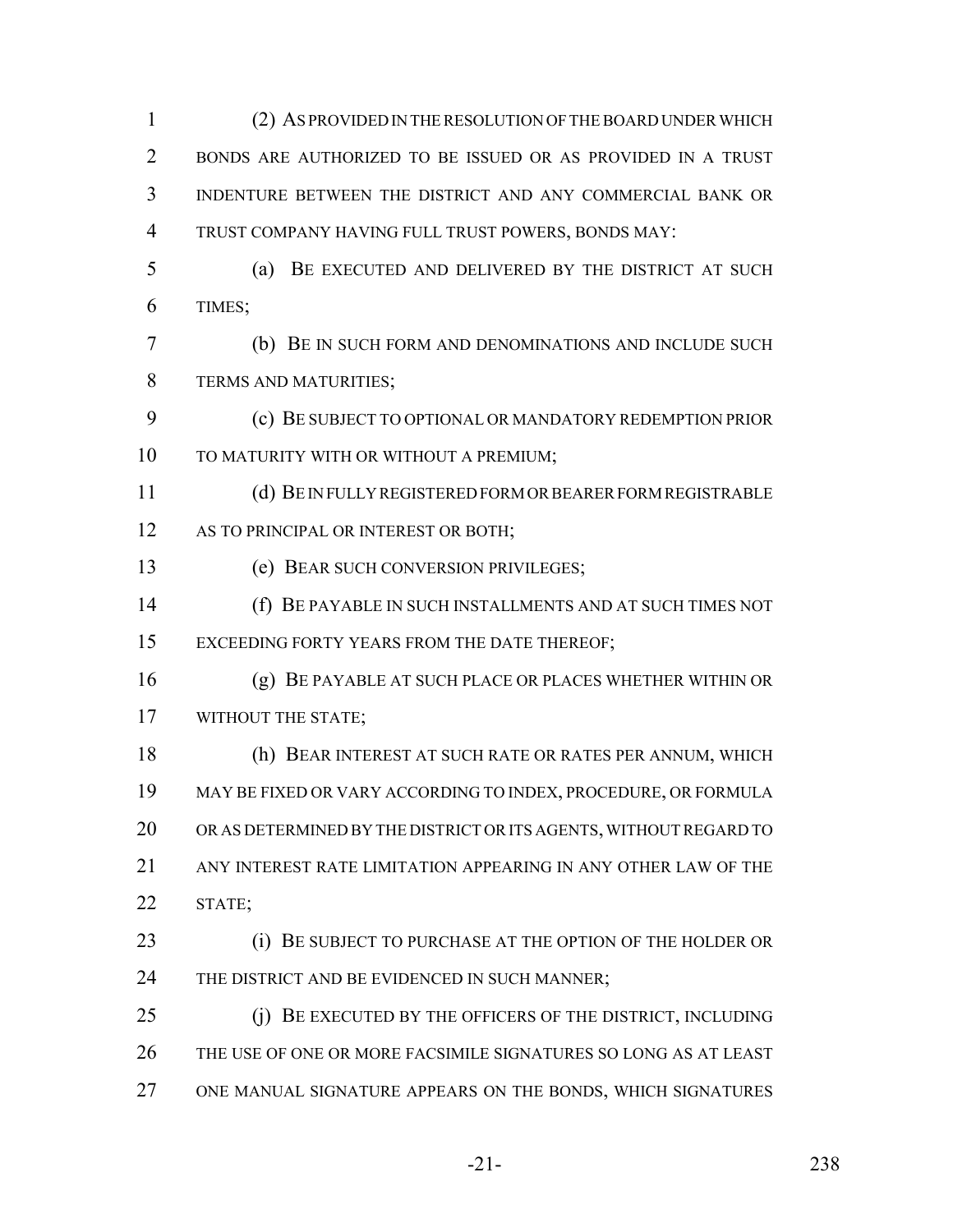(2) AS PROVIDED IN THE RESOLUTION OF THE BOARD UNDER WHICH BONDS ARE AUTHORIZED TO BE ISSUED OR AS PROVIDED IN A TRUST INDENTURE BETWEEN THE DISTRICT AND ANY COMMERCIAL BANK OR TRUST COMPANY HAVING FULL TRUST POWERS, BONDS MAY:

(a) BE EXECUTED AND DELIVERED BY THE DISTRICT AT SUCH TIMES;

(b) BE IN SUCH FORM AND DENOMINATIONS AND INCLUDE SUCH TERMS AND MATURITIES;

(c) BE SUBJECT TO OPTIONAL OR MANDATORY REDEMPTION PRIOR TO MATURITY WITH OR WITHOUT A PREMIUM;

(d) BE IN FULLY REGISTERED FORM OR BEARER FORM REGISTRABLE AS TO PRINCIPAL OR INTEREST OR BOTH;

(e) BEAR SUCH CONVERSION PRIVILEGES;

(f) BE PAYABLE IN SUCH INSTALLMENTS AND AT SUCH TIMES NOT EXCEEDING FORTY YEARS FROM THE DATE THEREOF;

(g) BE PAYABLE AT SUCH PLACE OR PLACES WHETHER WITHIN OR WITHOUT THE STATE;

(h) BEAR INTEREST AT SUCH RATE OR RATES PER ANNUM, WHICH MAY BE FIXED OR VARY ACCORDING TO INDEX, PROCEDURE, OR FORMULA OR AS DETERMINED BY THE DISTRICT OR ITS AGENTS, WITHOUT REGARD TO ANY INTEREST RATE LIMITATION APPEARING IN ANY OTHER LAW OF THE STATE;

(i) BE SUBJECT TO PURCHASE AT THE OPTION OF THE HOLDER OR THE DISTRICT AND BE EVIDENCED IN SUCH MANNER;

(j) BE EXECUTED BY THE OFFICERS OF THE DISTRICT, INCLUDING THE USE OF ONE OR MORE FACSIMILE SIGNATURES SO LONG AS AT LEAST ONE MANUAL SIGNATURE APPEARS ON THE BONDS, WHICH SIGNATURES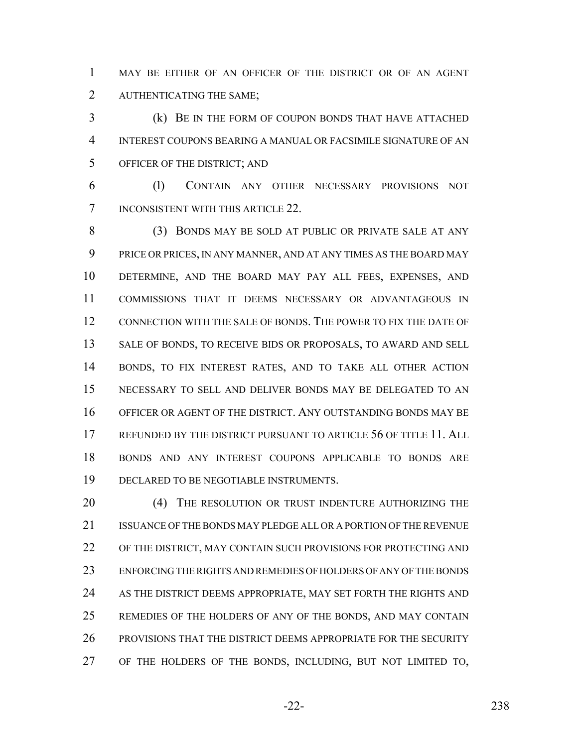MAY BE EITHER OF AN OFFICER OF THE DISTRICT OR OF AN AGENT AUTHENTICATING THE SAME;

(k) BE IN THE FORM OF COUPON BONDS THAT HAVE ATTACHED INTEREST COUPONS BEARING A MANUAL OR FACSIMILE SIGNATURE OF AN OFFICER OF THE DISTRICT; AND

(l) CONTAIN ANY OTHER NECESSARY PROVISIONS NOT INCONSISTENT WITH THIS ARTICLE 22.

(3) BONDS MAY BE SOLD AT PUBLIC OR PRIVATE SALE AT ANY PRICE OR PRICES, IN ANY MANNER, AND AT ANY TIMES AS THE BOARD MAY DETERMINE, AND THE BOARD MAY PAY ALL FEES, EXPENSES, AND COMMISSIONS THAT IT DEEMS NECESSARY OR ADVANTAGEOUS IN CONNECTION WITH THE SALE OF BONDS. THE POWER TO FIX THE DATE OF SALE OF BONDS, TO RECEIVE BIDS OR PROPOSALS, TO AWARD AND SELL BONDS, TO FIX INTEREST RATES, AND TO TAKE ALL OTHER ACTION NECESSARY TO SELL AND DELIVER BONDS MAY BE DELEGATED TO AN OFFICER OR AGENT OF THE DISTRICT. ANY OUTSTANDING BONDS MAY BE REFUNDED BY THE DISTRICT PURSUANT TO ARTICLE 56 OF TITLE 11. ALL BONDS AND ANY INTEREST COUPONS APPLICABLE TO BONDS ARE DECLARED TO BE NEGOTIABLE INSTRUMENTS.

(4) THE RESOLUTION OR TRUST INDENTURE AUTHORIZING THE ISSUANCE OF THE BONDS MAY PLEDGE ALL OR A PORTION OF THE REVENUE OF THE DISTRICT, MAY CONTAIN SUCH PROVISIONS FOR PROTECTING AND ENFORCING THE RIGHTS AND REMEDIES OF HOLDERS OF ANY OF THE BONDS AS THE DISTRICT DEEMS APPROPRIATE, MAY SET FORTH THE RIGHTS AND REMEDIES OF THE HOLDERS OF ANY OF THE BONDS, AND MAY CONTAIN PROVISIONS THAT THE DISTRICT DEEMS APPROPRIATE FOR THE SECURITY OF THE HOLDERS OF THE BONDS, INCLUDING, BUT NOT LIMITED TO,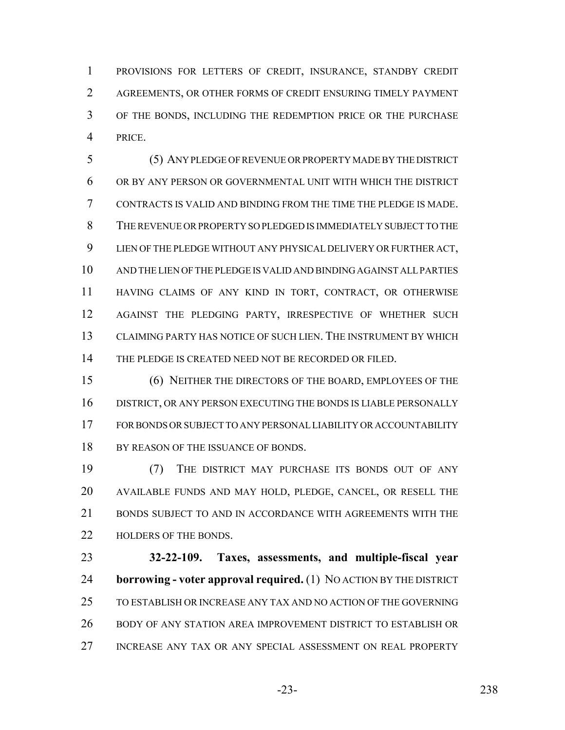PROVISIONS FOR LETTERS OF CREDIT, INSURANCE, STANDBY CREDIT AGREEMENTS, OR OTHER FORMS OF CREDIT ENSURING TIMELY PAYMENT OF THE BONDS, INCLUDING THE REDEMPTION PRICE OR THE PURCHASE PRICE.

(5) ANY PLEDGE OF REVENUE OR PROPERTY MADE BY THE DISTRICT OR BY ANY PERSON OR GOVERNMENTAL UNIT WITH WHICH THE DISTRICT CONTRACTS IS VALID AND BINDING FROM THE TIME THE PLEDGE IS MADE. THE REVENUE OR PROPERTY SO PLEDGED IS IMMEDIATELY SUBJECT TO THE LIEN OF THE PLEDGE WITHOUT ANY PHYSICAL DELIVERY OR FURTHER ACT, AND THE LIEN OF THE PLEDGE IS VALID AND BINDING AGAINST ALL PARTIES HAVING CLAIMS OF ANY KIND IN TORT, CONTRACT, OR OTHERWISE AGAINST THE PLEDGING PARTY, IRRESPECTIVE OF WHETHER SUCH CLAIMING PARTY HAS NOTICE OF SUCH LIEN. THE INSTRUMENT BY WHICH THE PLEDGE IS CREATED NEED NOT BE RECORDED OR FILED.

(6) NEITHER THE DIRECTORS OF THE BOARD, EMPLOYEES OF THE DISTRICT, OR ANY PERSON EXECUTING THE BONDS IS LIABLE PERSONALLY FOR BONDS OR SUBJECT TO ANY PERSONAL LIABILITY OR ACCOUNTABILITY BY REASON OF THE ISSUANCE OF BONDS.

(7) THE DISTRICT MAY PURCHASE ITS BONDS OUT OF ANY AVAILABLE FUNDS AND MAY HOLD, PLEDGE, CANCEL, OR RESELL THE BONDS SUBJECT TO AND IN ACCORDANCE WITH AGREEMENTS WITH THE HOLDERS OF THE BONDS.

**32-22-109. Taxes, assessments, and multiple-fiscal year borrowing - voter approval required.** (1) NO ACTION BY THE DISTRICT TO ESTABLISH OR INCREASE ANY TAX AND NO ACTION OF THE GOVERNING BODY OF ANY STATION AREA IMPROVEMENT DISTRICT TO ESTABLISH OR INCREASE ANY TAX OR ANY SPECIAL ASSESSMENT ON REAL PROPERTY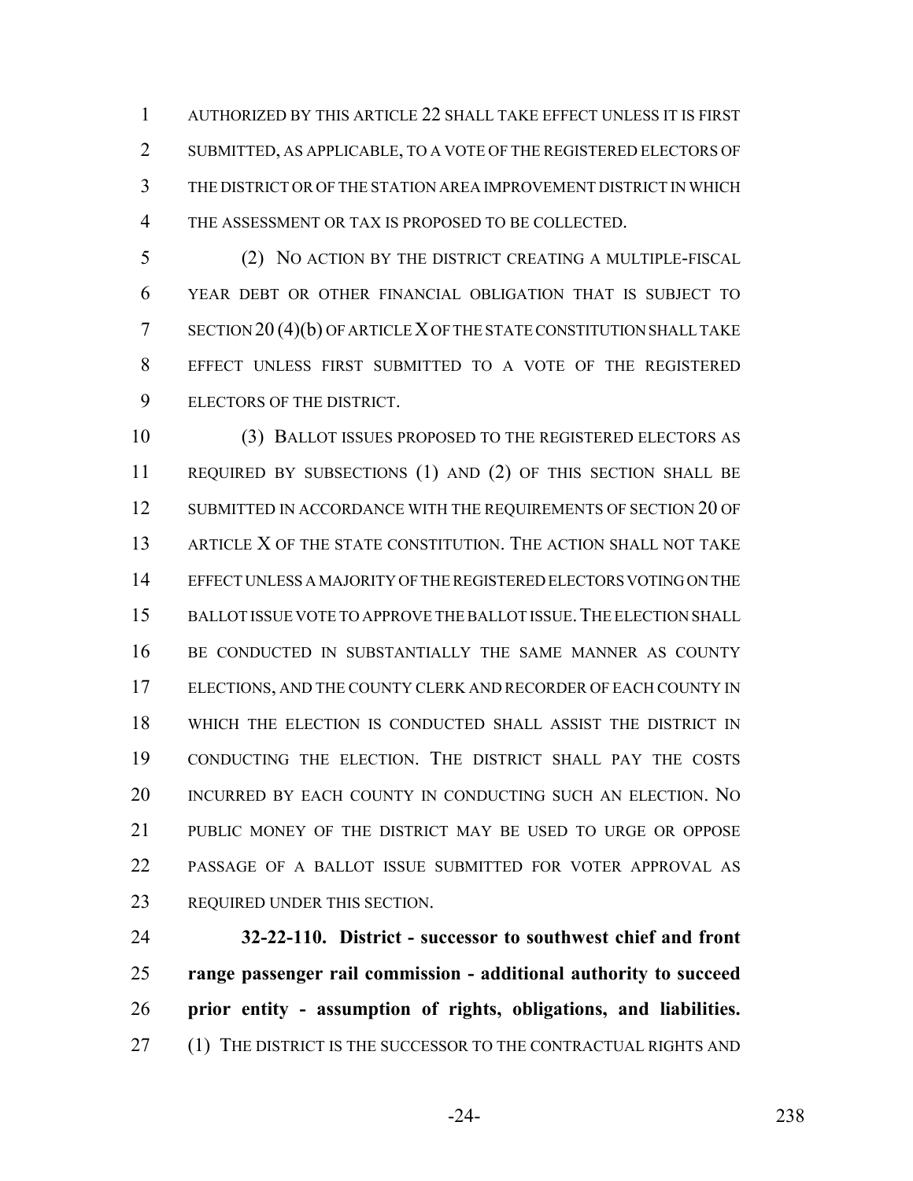AUTHORIZED BY THIS ARTICLE 22 SHALL TAKE EFFECT UNLESS IT IS FIRST SUBMITTED, AS APPLICABLE, TO A VOTE OF THE REGISTERED ELECTORS OF THE DISTRICT OR OF THE STATION AREA IMPROVEMENT DISTRICT IN WHICH THE ASSESSMENT OR TAX IS PROPOSED TO BE COLLECTED.

(2) NO ACTION BY THE DISTRICT CREATING A MULTIPLE-FISCAL YEAR DEBT OR OTHER FINANCIAL OBLIGATION THAT IS SUBJECT TO SECTION 20 (4)(b) OF ARTICLE X OF THE STATE CONSTITUTION SHALL TAKE EFFECT UNLESS FIRST SUBMITTED TO A VOTE OF THE REGISTERED ELECTORS OF THE DISTRICT.

(3) BALLOT ISSUES PROPOSED TO THE REGISTERED ELECTORS AS REQUIRED BY SUBSECTIONS (1) AND (2) OF THIS SECTION SHALL BE SUBMITTED IN ACCORDANCE WITH THE REQUIREMENTS OF SECTION 20 OF ARTICLE X OF THE STATE CONSTITUTION. THE ACTION SHALL NOT TAKE EFFECT UNLESS A MAJORITY OF THE REGISTERED ELECTORS VOTING ON THE BALLOT ISSUE VOTE TO APPROVE THE BALLOT ISSUE. THE ELECTION SHALL BE CONDUCTED IN SUBSTANTIALLY THE SAME MANNER AS COUNTY ELECTIONS, AND THE COUNTY CLERK AND RECORDER OF EACH COUNTY IN WHICH THE ELECTION IS CONDUCTED SHALL ASSIST THE DISTRICT IN CONDUCTING THE ELECTION. THE DISTRICT SHALL PAY THE COSTS INCURRED BY EACH COUNTY IN CONDUCTING SUCH AN ELECTION. NO PUBLIC MONEY OF THE DISTRICT MAY BE USED TO URGE OR OPPOSE PASSAGE OF A BALLOT ISSUE SUBMITTED FOR VOTER APPROVAL AS REQUIRED UNDER THIS SECTION.

**32-22-110. District - successor to southwest chief and front range passenger rail commission - additional authority to succeed prior entity - assumption of rights, obligations, and liabilities.** (1) THE DISTRICT IS THE SUCCESSOR TO THE CONTRACTUAL RIGHTS AND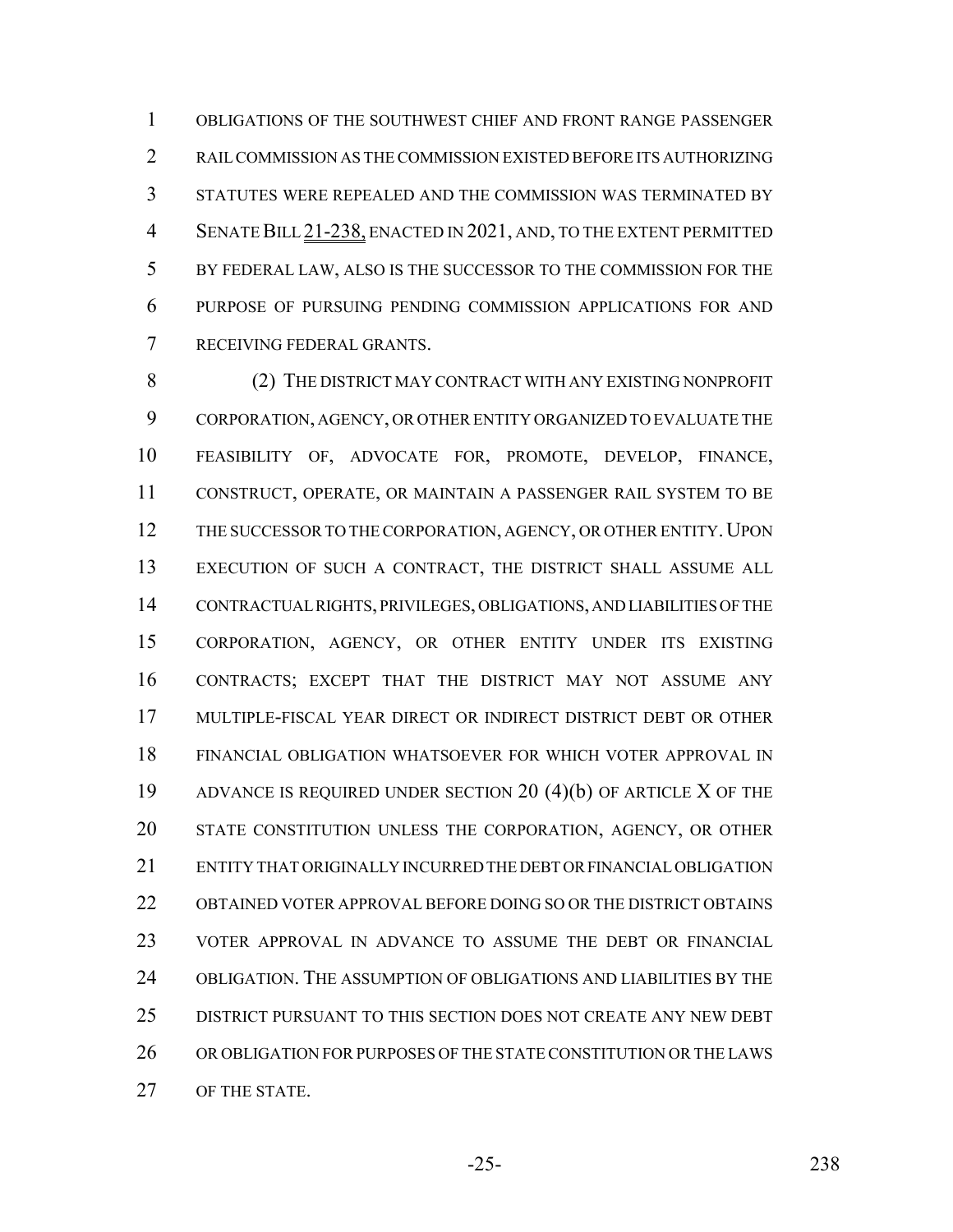OBLIGATIONS OF THE SOUTHWEST CHIEF AND FRONT RANGE PASSENGER RAIL COMMISSION AS THE COMMISSION EXISTED BEFORE ITS AUTHORIZING STATUTES WERE REPEALED AND THE COMMISSION WAS TERMINATED BY SENATE BILL 21-238, ENACTED IN 2021, AND, TO THE EXTENT PERMITTED BY FEDERAL LAW, ALSO IS THE SUCCESSOR TO THE COMMISSION FOR THE PURPOSE OF PURSUING PENDING COMMISSION APPLICATIONS FOR AND RECEIVING FEDERAL GRANTS.

(2) THE DISTRICT MAY CONTRACT WITH ANY EXISTING NONPROFIT CORPORATION, AGENCY, OR OTHER ENTITY ORGANIZED TO EVALUATE THE FEASIBILITY OF, ADVOCATE FOR, PROMOTE, DEVELOP, FINANCE, CONSTRUCT, OPERATE, OR MAINTAIN A PASSENGER RAIL SYSTEM TO BE THE SUCCESSOR TO THE CORPORATION, AGENCY, OR OTHER ENTITY. UPON EXECUTION OF SUCH A CONTRACT, THE DISTRICT SHALL ASSUME ALL CONTRACTUAL RIGHTS, PRIVILEGES, OBLIGATIONS, AND LIABILITIES OF THE CORPORATION, AGENCY, OR OTHER ENTITY UNDER ITS EXISTING CONTRACTS; EXCEPT THAT THE DISTRICT MAY NOT ASSUME ANY MULTIPLE-FISCAL YEAR DIRECT OR INDIRECT DISTRICT DEBT OR OTHER FINANCIAL OBLIGATION WHATSOEVER FOR WHICH VOTER APPROVAL IN ADVANCE IS REQUIRED UNDER SECTION 20 (4)(b) OF ARTICLE X OF THE STATE CONSTITUTION UNLESS THE CORPORATION, AGENCY, OR OTHER ENTITY THAT ORIGINALLY INCURRED THE DEBT OR FINANCIAL OBLIGATION OBTAINED VOTER APPROVAL BEFORE DOING SO OR THE DISTRICT OBTAINS VOTER APPROVAL IN ADVANCE TO ASSUME THE DEBT OR FINANCIAL OBLIGATION. THE ASSUMPTION OF OBLIGATIONS AND LIABILITIES BY THE DISTRICT PURSUANT TO THIS SECTION DOES NOT CREATE ANY NEW DEBT OR OBLIGATION FOR PURPOSES OF THE STATE CONSTITUTION OR THE LAWS OF THE STATE.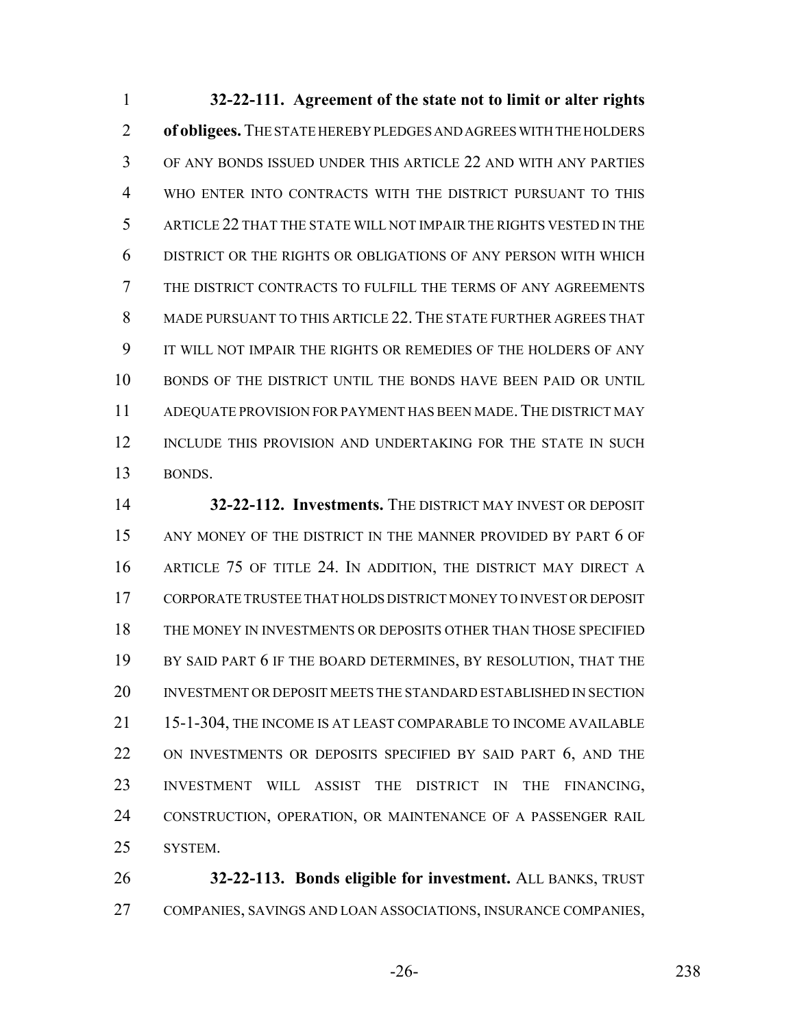**32-22-111. Agreement of the state not to limit or alter rights of obligees.** THE STATE HEREBY PLEDGES AND AGREES WITH THE HOLDERS OF ANY BONDS ISSUED UNDER THIS ARTICLE 22 AND WITH ANY PARTIES WHO ENTER INTO CONTRACTS WITH THE DISTRICT PURSUANT TO THIS ARTICLE 22 THAT THE STATE WILL NOT IMPAIR THE RIGHTS VESTED IN THE DISTRICT OR THE RIGHTS OR OBLIGATIONS OF ANY PERSON WITH WHICH THE DISTRICT CONTRACTS TO FULFILL THE TERMS OF ANY AGREEMENTS MADE PURSUANT TO THIS ARTICLE 22. THE STATE FURTHER AGREES THAT IT WILL NOT IMPAIR THE RIGHTS OR REMEDIES OF THE HOLDERS OF ANY BONDS OF THE DISTRICT UNTIL THE BONDS HAVE BEEN PAID OR UNTIL ADEQUATE PROVISION FOR PAYMENT HAS BEEN MADE. THE DISTRICT MAY INCLUDE THIS PROVISION AND UNDERTAKING FOR THE STATE IN SUCH BONDS.

**32-22-112. Investments.** THE DISTRICT MAY INVEST OR DEPOSIT ANY MONEY OF THE DISTRICT IN THE MANNER PROVIDED BY PART 6 OF ARTICLE 75 OF TITLE 24. IN ADDITION, THE DISTRICT MAY DIRECT A CORPORATE TRUSTEE THAT HOLDS DISTRICT MONEY TO INVEST OR DEPOSIT THE MONEY IN INVESTMENTS OR DEPOSITS OTHER THAN THOSE SPECIFIED BY SAID PART 6 IF THE BOARD DETERMINES, BY RESOLUTION, THAT THE INVESTMENT OR DEPOSIT MEETS THE STANDARD ESTABLISHED IN SECTION 15-1-304, THE INCOME IS AT LEAST COMPARABLE TO INCOME AVAILABLE ON INVESTMENTS OR DEPOSITS SPECIFIED BY SAID PART 6, AND THE INVESTMENT WILL ASSIST THE DISTRICT IN THE FINANCING, CONSTRUCTION, OPERATION, OR MAINTENANCE OF A PASSENGER RAIL SYSTEM.

**32-22-113. Bonds eligible for investment.** ALL BANKS, TRUST COMPANIES, SAVINGS AND LOAN ASSOCIATIONS, INSURANCE COMPANIES,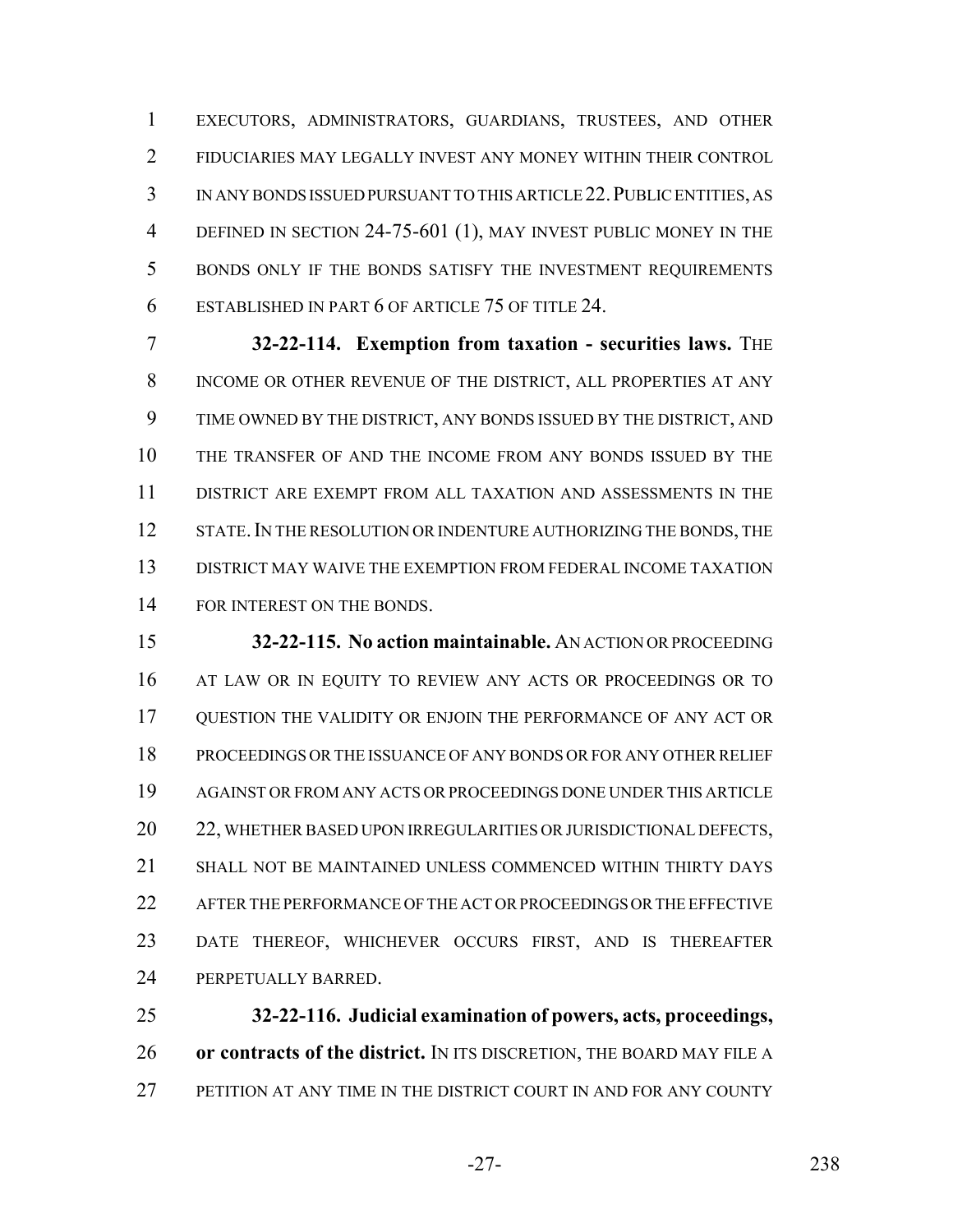EXECUTORS, ADMINISTRATORS, GUARDIANS, TRUSTEES, AND OTHER FIDUCIARIES MAY LEGALLY INVEST ANY MONEY WITHIN THEIR CONTROL IN ANY BONDS ISSUED PURSUANT TO THIS ARTICLE 22. PUBLIC ENTITIES, AS DEFINED IN SECTION 24-75-601 (1), MAY INVEST PUBLIC MONEY IN THE BONDS ONLY IF THE BONDS SATISFY THE INVESTMENT REQUIREMENTS ESTABLISHED IN PART 6 OF ARTICLE 75 OF TITLE 24.

**32-22-114. Exemption from taxation - securities laws.** THE INCOME OR OTHER REVENUE OF THE DISTRICT, ALL PROPERTIES AT ANY TIME OWNED BY THE DISTRICT, ANY BONDS ISSUED BY THE DISTRICT, AND THE TRANSFER OF AND THE INCOME FROM ANY BONDS ISSUED BY THE DISTRICT ARE EXEMPT FROM ALL TAXATION AND ASSESSMENTS IN THE STATE. IN THE RESOLUTION OR INDENTURE AUTHORIZING THE BONDS, THE DISTRICT MAY WAIVE THE EXEMPTION FROM FEDERAL INCOME TAXATION FOR INTEREST ON THE BONDS.

**32-22-115. No action maintainable.** AN ACTION OR PROCEEDING AT LAW OR IN EQUITY TO REVIEW ANY ACTS OR PROCEEDINGS OR TO QUESTION THE VALIDITY OR ENJOIN THE PERFORMANCE OF ANY ACT OR PROCEEDINGS OR THE ISSUANCE OF ANY BONDS OR FOR ANY OTHER RELIEF AGAINST OR FROM ANY ACTS OR PROCEEDINGS DONE UNDER THIS ARTICLE 22, WHETHER BASED UPON IRREGULARITIES OR JURISDICTIONAL DEFECTS, SHALL NOT BE MAINTAINED UNLESS COMMENCED WITHIN THIRTY DAYS AFTER THE PERFORMANCE OF THE ACT OR PROCEEDINGS OR THE EFFECTIVE DATE THEREOF, WHICHEVER OCCURS FIRST, AND IS THEREAFTER PERPETUALLY BARRED.

**32-22-116. Judicial examination of powers, acts, proceedings, or contracts of the district.** IN ITS DISCRETION, THE BOARD MAY FILE A PETITION AT ANY TIME IN THE DISTRICT COURT IN AND FOR ANY COUNTY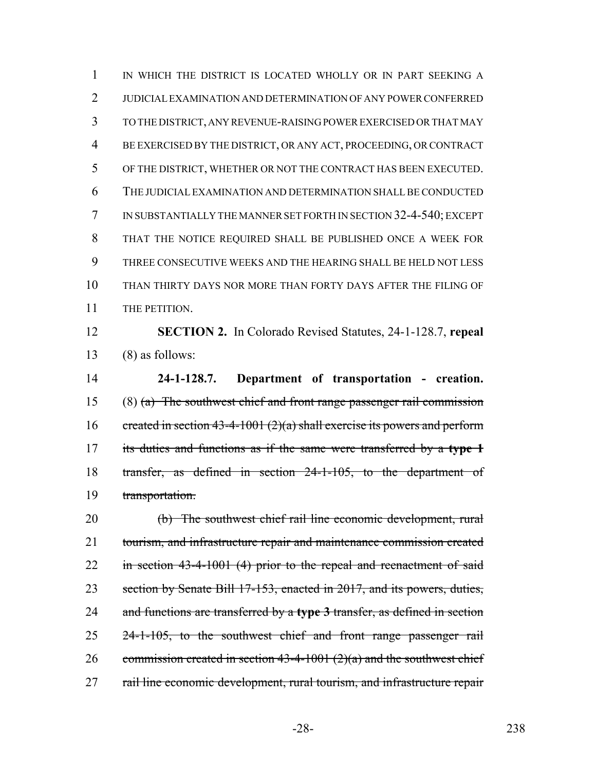IN WHICH THE DISTRICT IS LOCATED WHOLLY OR IN PART SEEKING A JUDICIAL EXAMINATION AND DETERMINATION OF ANY POWER CONFERRED TO THE DISTRICT, ANY REVENUE-RAISING POWER EXERCISED OR THAT MAY BE EXERCISED BY THE DISTRICT, OR ANY ACT, PROCEEDING, OR CONTRACT OF THE DISTRICT, WHETHER OR NOT THE CONTRACT HAS BEEN EXECUTED. THE JUDICIAL EXAMINATION AND DETERMINATION SHALL BE CONDUCTED IN SUBSTANTIALLY THE MANNER SET FORTH IN SECTION 32-4-540; EXCEPT THAT THE NOTICE REQUIRED SHALL BE PUBLISHED ONCE A WEEK FOR THREE CONSECUTIVE WEEKS AND THE HEARING SHALL BE HELD NOT LESS THAN THIRTY DAYS NOR MORE THAN FORTY DAYS AFTER THE FILING OF THE PETITION.

**SECTION 2.** In Colorado Revised Statutes, 24-1-128.7, **repeal** (8) as follows:

**24-1-128.7. Department of transportation - creation.** (8) ~~(a) The southwest chief and front range passenger rail commission created in section 43-4-1001 (2)(a) shall exercise its powers and perform its duties and functions as if the same were transferred by a **type 1** transfer, as defined in section 24-1-105, to the department of transportation.~~

~~(b) The southwest chief rail line economic development, rural tourism, and infrastructure repair and maintenance commission created in section 43-4-1001 (4) prior to the repeal and reenactment of said section by Senate Bill 17-153, enacted in 2017, and its powers, duties, and functions are transferred by a **type 3** transfer, as defined in section 24-1-105, to the southwest chief and front range passenger rail commission created in section 43-4-1001 (2)(a) and the southwest chief rail line economic development, rural tourism, and infrastructure repair~~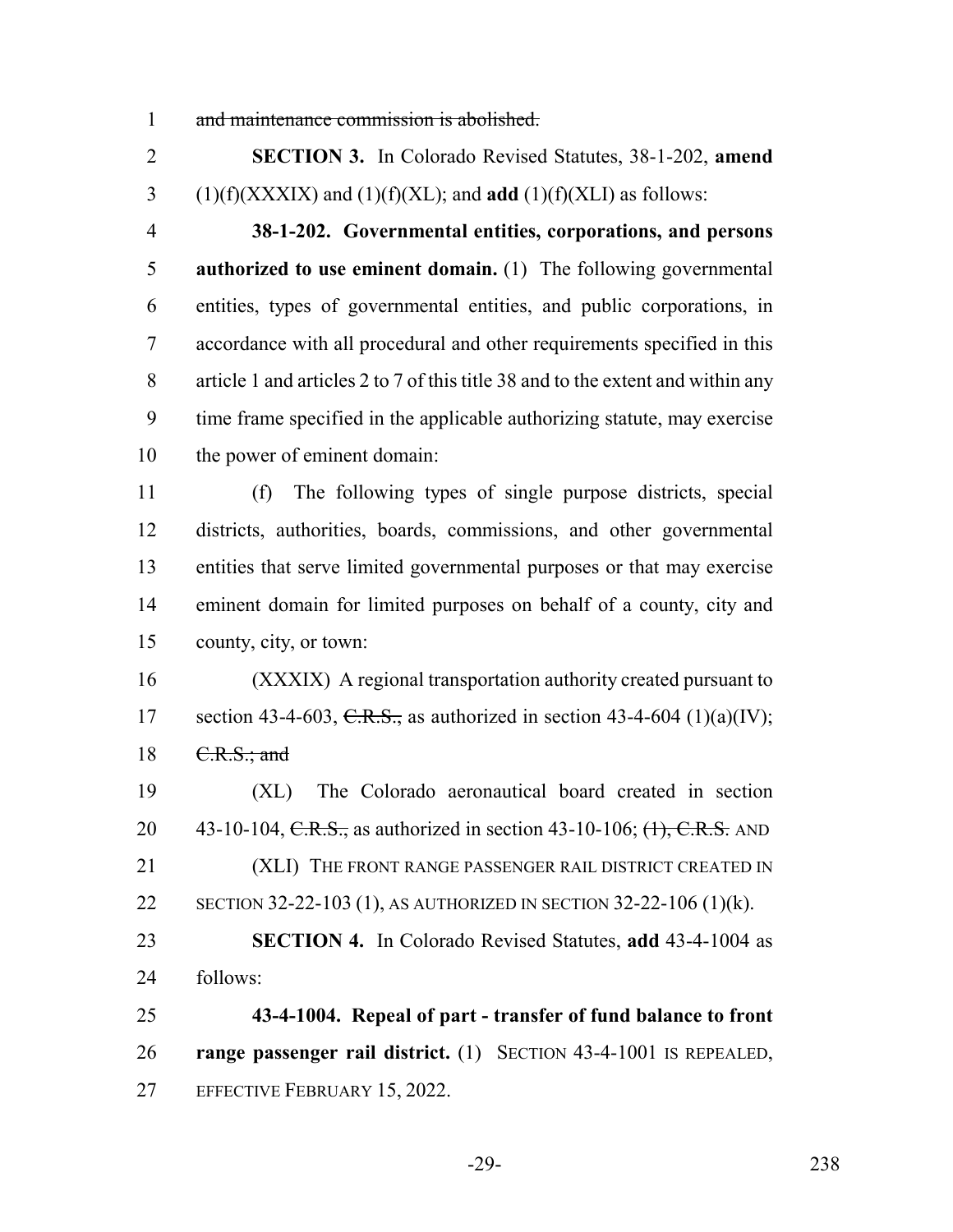1 ~~and maintenance commission is abolished.~~

2 **SECTION 3.** In Colorado Revised Statutes, 38-1-202, **amend**
3 (1)(f)(XXXIX) and (1)(f)(XL); and **add** (1)(f)(XLI) as follows:

4 **38-1-202. Governmental entities, corporations, and persons**
5 **authorized to use eminent domain.** (1) The following governmental
6 entities, types of governmental entities, and public corporations, in
7 accordance with all procedural and other requirements specified in this
8 article 1 and articles 2 to 7 of this title 38 and to the extent and within any
9 time frame specified in the applicable authorizing statute, may exercise
10 the power of eminent domain:

11 (f) The following types of single purpose districts, special
12 districts, authorities, boards, commissions, and other governmental
13 entities that serve limited governmental purposes or that may exercise
14 eminent domain for limited purposes on behalf of a county, city and
15 county, city, or town:

16 (XXXIX) A regional transportation authority created pursuant to
17 section 43-4-603, ~~C.R.S.,~~ as authorized in section 43-4-604 (1)(a)(IV);
18 ~~C.R.S.; and~~

19 (XL) The Colorado aeronautical board created in section
20 43-10-104, ~~C.R.S.,~~ as authorized in section 43-10-106; ~~(1), C.R.S.~~ AND

21 (XLI) THE FRONT RANGE PASSENGER RAIL DISTRICT CREATED IN
22 SECTION 32-22-103 (1), AS AUTHORIZED IN SECTION 32-22-106 (1)(k).

23 **SECTION 4.** In Colorado Revised Statutes, **add** 43-4-1004 as
24 follows:

25 **43-4-1004. Repeal of part - transfer of fund balance to front**
26 **range passenger rail district.** (1) SECTION 43-4-1001 IS REPEALED,
27 EFFECTIVE FEBRUARY 15, 2022.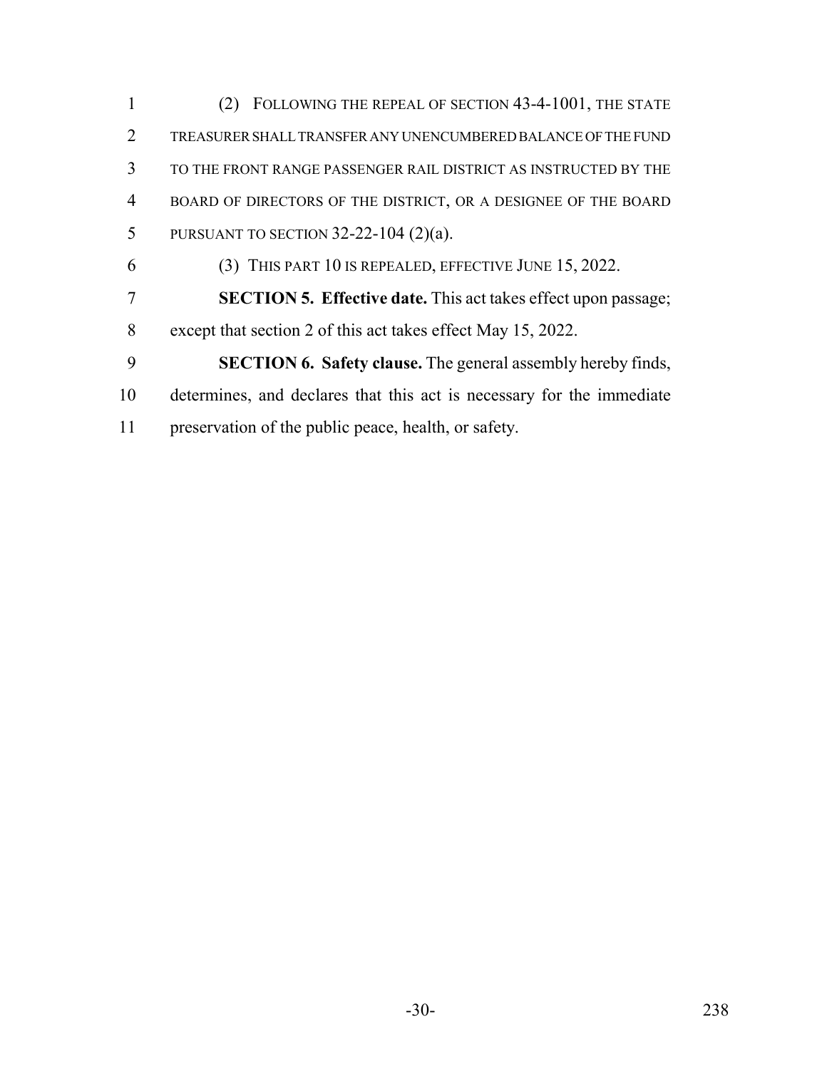(2) FOLLOWING THE REPEAL OF SECTION 43-4-1001, THE STATE TREASURER SHALL TRANSFER ANY UNENCUMBERED BALANCE OF THE FUND TO THE FRONT RANGE PASSENGER RAIL DISTRICT AS INSTRUCTED BY THE BOARD OF DIRECTORS OF THE DISTRICT, OR A DESIGNEE OF THE BOARD PURSUANT TO SECTION 32-22-104 (2)(a).

(3) THIS PART 10 IS REPEALED, EFFECTIVE JUNE 15, 2022.

**SECTION 5. Effective date.** This act takes effect upon passage; except that section 2 of this act takes effect May 15, 2022.

**SECTION 6. Safety clause.** The general assembly hereby finds, determines, and declares that this act is necessary for the immediate preservation of the public peace, health, or safety.